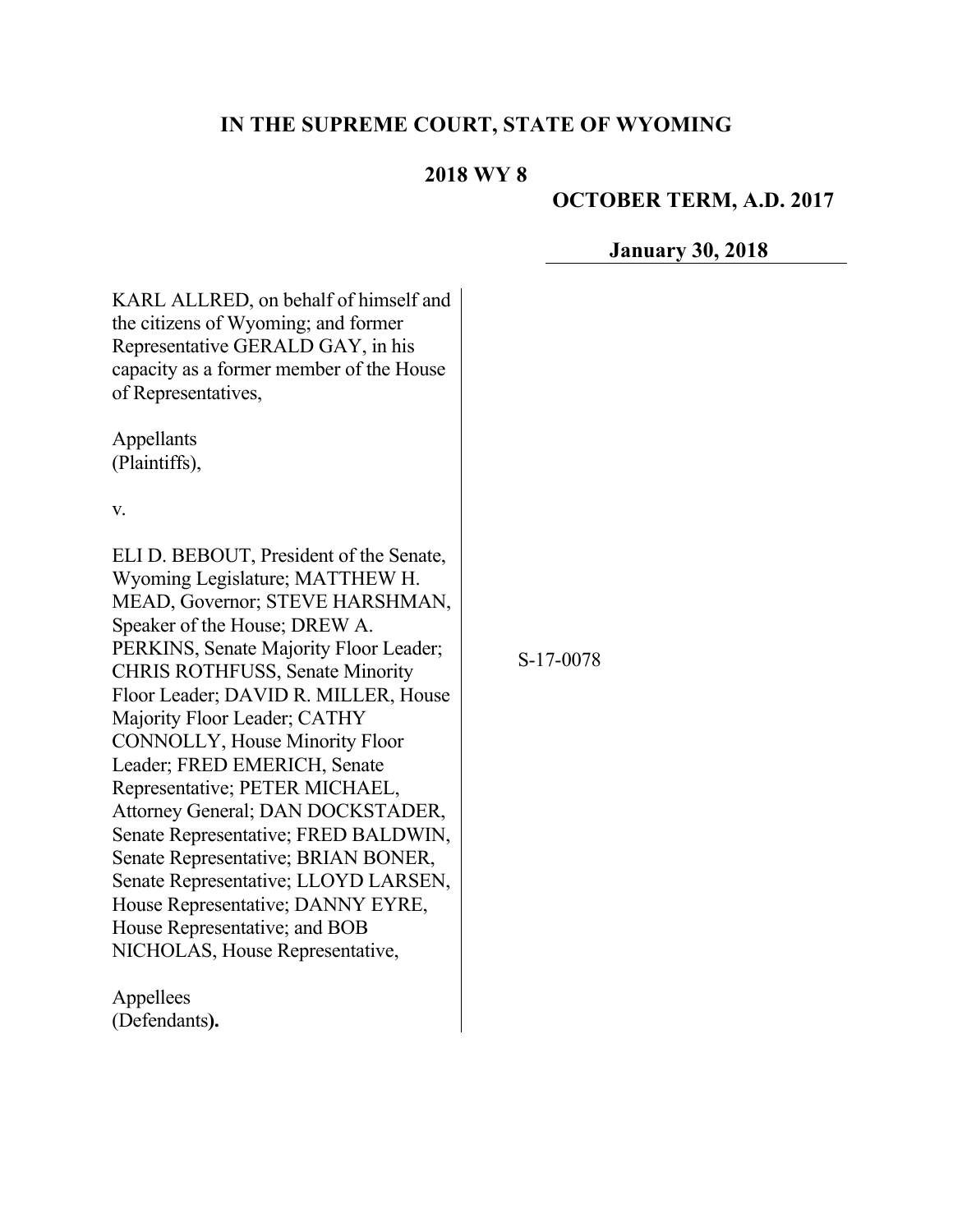# IN THE SUPREME COURT, STATE OF WYOMING

## 2018 WY 8

**OCTOBER TERM, A.D. 2017**

**January 30, 2018**

KARL ALLRED, on behalf of himself and the citizens of Wyoming; and former Representative GERALD GAY, in his capacity as a former member of the House of Representatives,

Appellants
(Plaintiffs),

v.

ELI D. BEBOUT, President of the Senate, Wyoming Legislature; MATTHEW H. MEAD, Governor; STEVE HARSHMAN, Speaker of the House; DREW A. PERKINS, Senate Majority Floor Leader; CHRIS ROTHFUSS, Senate Minority Floor Leader; DAVID R. MILLER, House Majority Floor Leader; CATHY CONNOLLY, House Minority Floor Leader; FRED EMERICH, Senate Representative; PETER MICHAEL, Attorney General; DAN DOCKSTADER, Senate Representative; FRED BALDWIN, Senate Representative; BRIAN BONER, Senate Representative; LLOYD LARSEN, House Representative; DANNY EYRE, House Representative; and BOB NICHOLAS, House Representative,

Appellees
(Defendants**).**

S-17-0078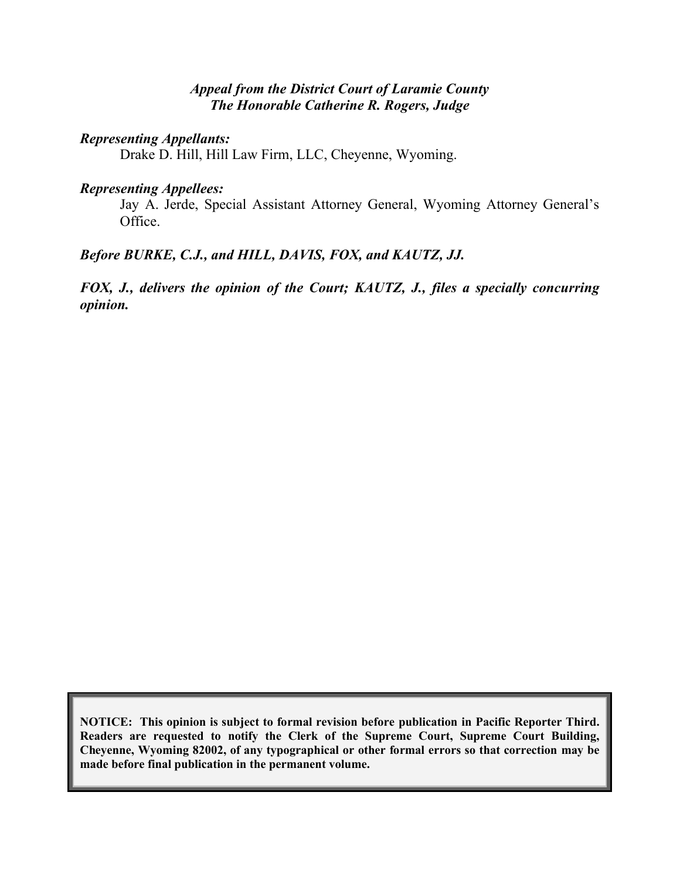*Appeal from the District Court of Laramie County*
*The Honorable Catherine R. Rogers, Judge*

***Representing Appellants:***

Drake D. Hill, Hill Law Firm, LLC, Cheyenne, Wyoming.

***Representing Appellees:***

Jay A. Jerde, Special Assistant Attorney General, Wyoming Attorney General's Office.

***Before BURKE, C.J., and HILL, DAVIS, FOX, and KAUTZ, JJ.***

***FOX, J., delivers the opinion of the Court; KAUTZ, J., files a specially concurring opinion.***

**NOTICE: This opinion is subject to formal revision before publication in Pacific Reporter Third. Readers are requested to notify the Clerk of the Supreme Court, Supreme Court Building, Cheyenne, Wyoming 82002, of any typographical or other formal errors so that correction may be made before final publication in the permanent volume.**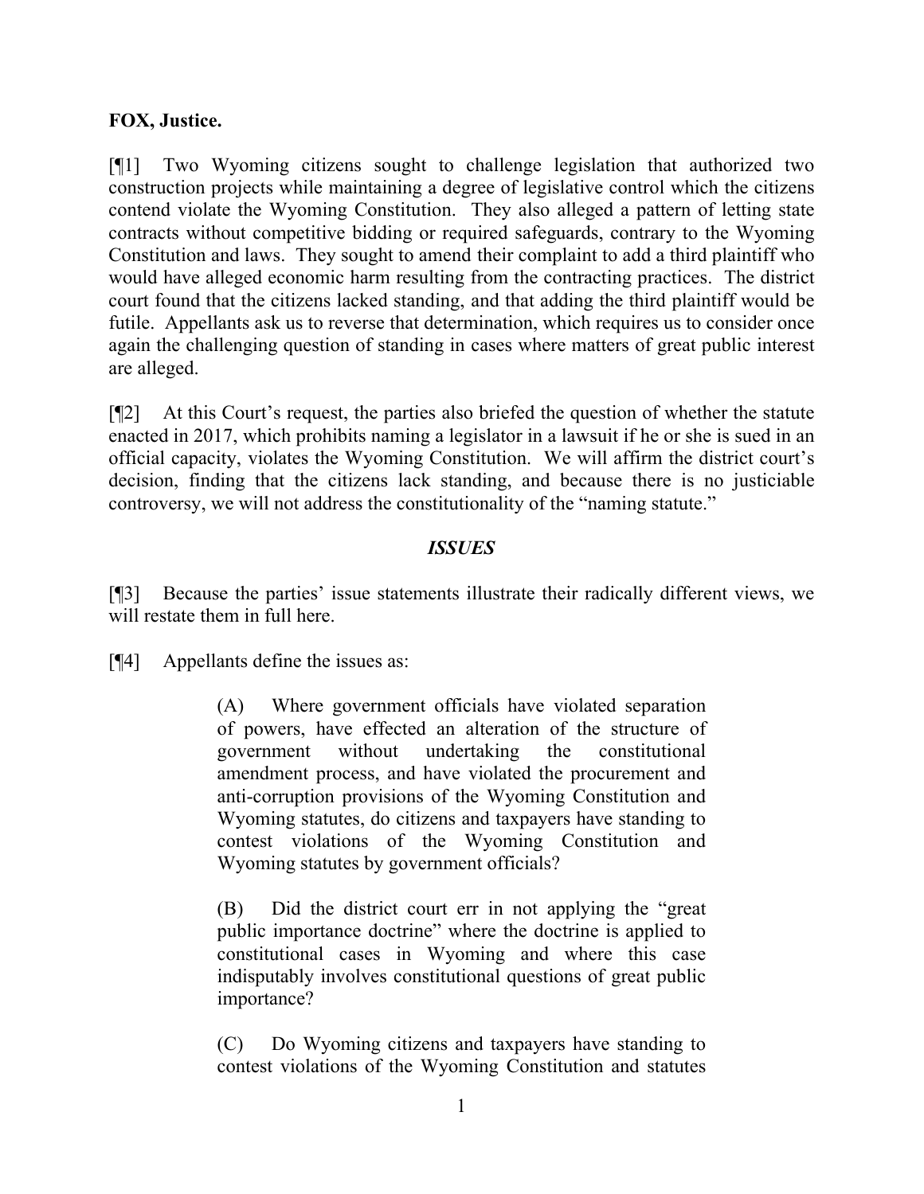**FOX, Justice.**

[¶1] Two Wyoming citizens sought to challenge legislation that authorized two construction projects while maintaining a degree of legislative control which the citizens contend violate the Wyoming Constitution. They also alleged a pattern of letting state contracts without competitive bidding or required safeguards, contrary to the Wyoming Constitution and laws. They sought to amend their complaint to add a third plaintiff who would have alleged economic harm resulting from the contracting practices. The district court found that the citizens lacked standing, and that adding the third plaintiff would be futile. Appellants ask us to reverse that determination, which requires us to consider once again the challenging question of standing in cases where matters of great public interest are alleged.

[¶2] At this Court's request, the parties also briefed the question of whether the statute enacted in 2017, which prohibits naming a legislator in a lawsuit if he or she is sued in an official capacity, violates the Wyoming Constitution. We will affirm the district court's decision, finding that the citizens lack standing, and because there is no justiciable controversy, we will not address the constitutionality of the "naming statute."

## *ISSUES*

[¶3] Because the parties' issue statements illustrate their radically different views, we will restate them in full here.

[¶4] Appellants define the issues as:

> (A) Where government officials have violated separation of powers, have effected an alteration of the structure of government without undertaking the constitutional amendment process, and have violated the procurement and anti-corruption provisions of the Wyoming Constitution and Wyoming statutes, do citizens and taxpayers have standing to contest violations of the Wyoming Constitution and Wyoming statutes by government officials?
>
> (B) Did the district court err in not applying the "great public importance doctrine" where the doctrine is applied to constitutional cases in Wyoming and where this case indisputably involves constitutional questions of great public importance?
>
> (C) Do Wyoming citizens and taxpayers have standing to contest violations of the Wyoming Constitution and statutes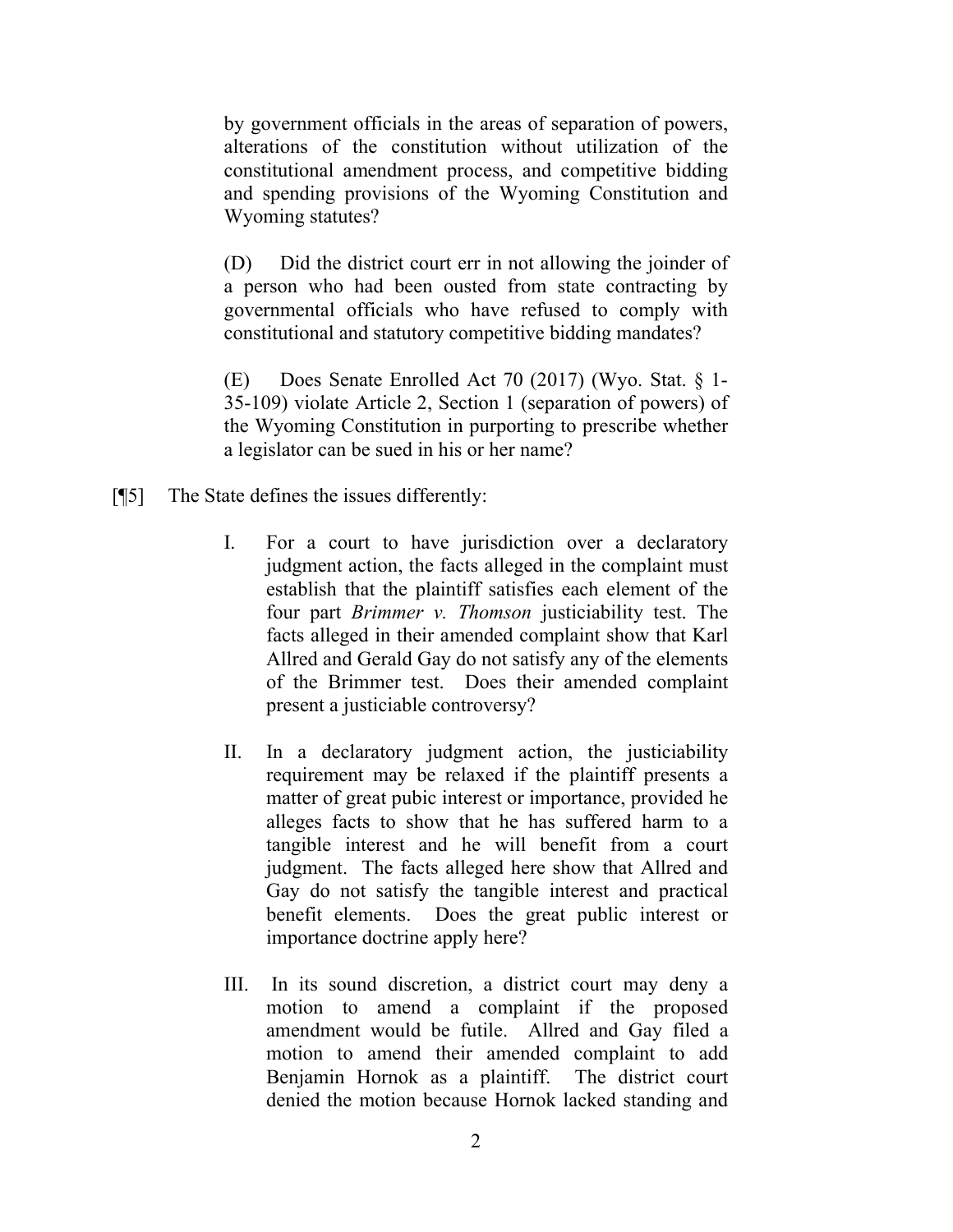by government officials in the areas of separation of powers, alterations of the constitution without utilization of the constitutional amendment process, and competitive bidding and spending provisions of the Wyoming Constitution and Wyoming statutes?

> (D) Did the district court err in not allowing the joinder of a person who had been ousted from state contracting by governmental officials who have refused to comply with constitutional and statutory competitive bidding mandates?
>
> (E) Does Senate Enrolled Act 70 (2017) (Wyo. Stat. § 1-35-109) violate Article 2, Section 1 (separation of powers) of the Wyoming Constitution in purporting to prescribe whether a legislator can be sued in his or her name?

[¶5] The State defines the issues differently:

> I. For a court to have jurisdiction over a declaratory judgment action, the facts alleged in the complaint must establish that the plaintiff satisfies each element of the four part *Brimmer v. Thomson* justiciability test. The facts alleged in their amended complaint show that Karl Allred and Gerald Gay do not satisfy any of the elements of the Brimmer test. Does their amended complaint present a justiciable controversy?
>
> II. In a declaratory judgment action, the justiciability requirement may be relaxed if the plaintiff presents a matter of great pubic interest or importance, provided he alleges facts to show that he has suffered harm to a tangible interest and he will benefit from a court judgment. The facts alleged here show that Allred and Gay do not satisfy the tangible interest and practical benefit elements. Does the great public interest or importance doctrine apply here?
>
> III. In its sound discretion, a district court may deny a motion to amend a complaint if the proposed amendment would be futile. Allred and Gay filed a motion to amend their amended complaint to add Benjamin Hornok as a plaintiff. The district court denied the motion because Hornok lacked standing and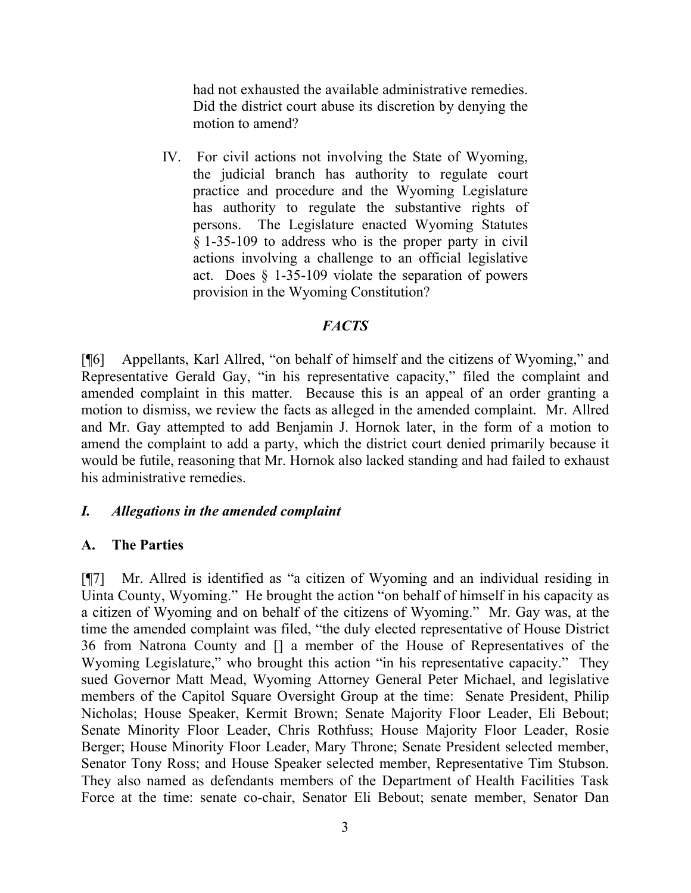> had not exhausted the available administrative remedies. Did the district court abuse its discretion by denying the motion to amend?
>
> IV. For civil actions not involving the State of Wyoming, the judicial branch has authority to regulate court practice and procedure and the Wyoming Legislature has authority to regulate the substantive rights of persons. The Legislature enacted Wyoming Statutes § 1-35-109 to address who is the proper party in civil actions involving a challenge to an official legislative act. Does § 1-35-109 violate the separation of powers provision in the Wyoming Constitution?

## *FACTS*

[¶6] Appellants, Karl Allred, "on behalf of himself and the citizens of Wyoming," and Representative Gerald Gay, "in his representative capacity," filed the complaint and amended complaint in this matter. Because this is an appeal of an order granting a motion to dismiss, we review the facts as alleged in the amended complaint. Mr. Allred and Mr. Gay attempted to add Benjamin J. Hornok later, in the form of a motion to amend the complaint to add a party, which the district court denied primarily because it would be futile, reasoning that Mr. Hornok also lacked standing and had failed to exhaust his administrative remedies.

### *I. Allegations in the amended complaint*

### A. The Parties

[¶7] Mr. Allred is identified as "a citizen of Wyoming and an individual residing in Uinta County, Wyoming." He brought the action "on behalf of himself in his capacity as a citizen of Wyoming and on behalf of the citizens of Wyoming." Mr. Gay was, at the time the amended complaint was filed, "the duly elected representative of House District 36 from Natrona County and [] a member of the House of Representatives of the Wyoming Legislature," who brought this action "in his representative capacity." They sued Governor Matt Mead, Wyoming Attorney General Peter Michael, and legislative members of the Capitol Square Oversight Group at the time: Senate President, Philip Nicholas; House Speaker, Kermit Brown; Senate Majority Floor Leader, Eli Bebout; Senate Minority Floor Leader, Chris Rothfuss; House Majority Floor Leader, Rosie Berger; House Minority Floor Leader, Mary Throne; Senate President selected member, Senator Tony Ross; and House Speaker selected member, Representative Tim Stubson. They also named as defendants members of the Department of Health Facilities Task Force at the time: senate co-chair, Senator Eli Bebout; senate member, Senator Dan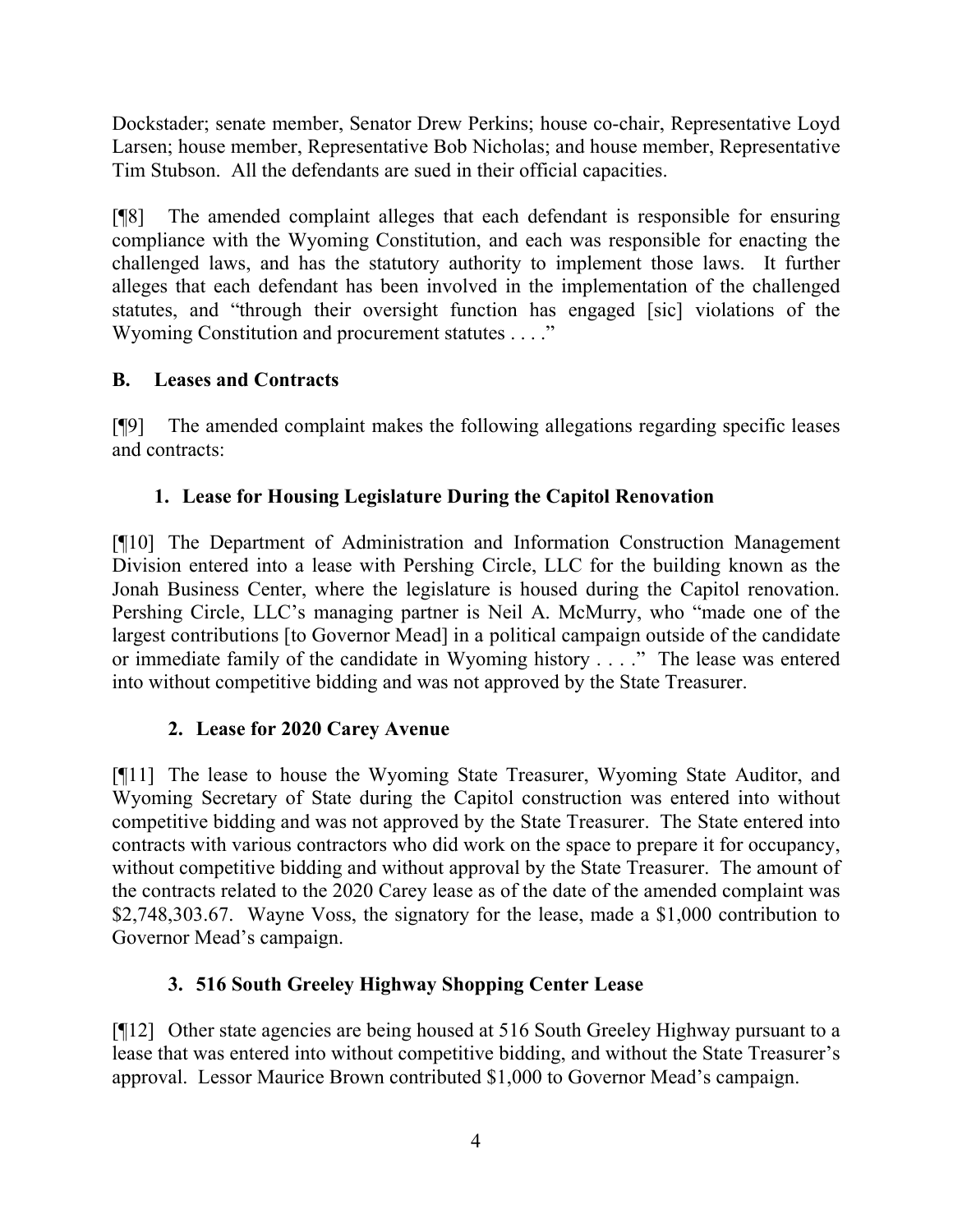Dockstader; senate member, Senator Drew Perkins; house co-chair, Representative Loyd Larsen; house member, Representative Bob Nicholas; and house member, Representative Tim Stubson. All the defendants are sued in their official capacities.

[¶8] The amended complaint alleges that each defendant is responsible for ensuring compliance with the Wyoming Constitution, and each was responsible for enacting the challenged laws, and has the statutory authority to implement those laws. It further alleges that each defendant has been involved in the implementation of the challenged statutes, and "through their oversight function has engaged [sic] violations of the Wyoming Constitution and procurement statutes . . . ."

### B. Leases and Contracts

[¶9] The amended complaint makes the following allegations regarding specific leases and contracts:

#### 1. Lease for Housing Legislature During the Capitol Renovation

[¶10] The Department of Administration and Information Construction Management Division entered into a lease with Pershing Circle, LLC for the building known as the Jonah Business Center, where the legislature is housed during the Capitol renovation. Pershing Circle, LLC's managing partner is Neil A. McMurry, who "made one of the largest contributions [to Governor Mead] in a political campaign outside of the candidate or immediate family of the candidate in Wyoming history . . . ." The lease was entered into without competitive bidding and was not approved by the State Treasurer.

#### 2. Lease for 2020 Carey Avenue

[¶11] The lease to house the Wyoming State Treasurer, Wyoming State Auditor, and Wyoming Secretary of State during the Capitol construction was entered into without competitive bidding and was not approved by the State Treasurer. The State entered into contracts with various contractors who did work on the space to prepare it for occupancy, without competitive bidding and without approval by the State Treasurer. The amount of the contracts related to the 2020 Carey lease as of the date of the amended complaint was $2,748,303.67. Wayne Voss, the signatory for the lease, made a $1,000 contribution to Governor Mead's campaign.

#### 3. 516 South Greeley Highway Shopping Center Lease

[¶12] Other state agencies are being housed at 516 South Greeley Highway pursuant to a lease that was entered into without competitive bidding, and without the State Treasurer's approval. Lessor Maurice Brown contributed $1,000 to Governor Mead's campaign.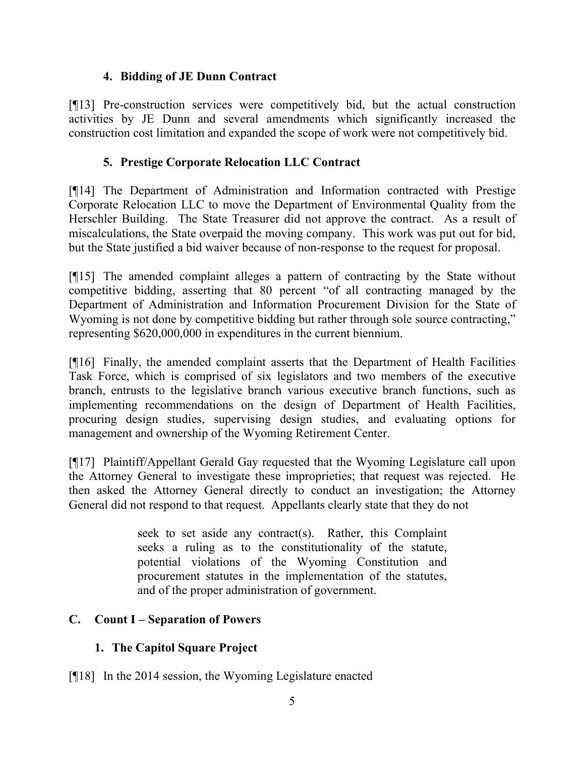### 4. Bidding of JE Dunn Contract

[¶13] Pre-construction services were competitively bid, but the actual construction activities by JE Dunn and several amendments which significantly increased the construction cost limitation and expanded the scope of work were not competitively bid.

### 5. Prestige Corporate Relocation LLC Contract

[¶14] The Department of Administration and Information contracted with Prestige Corporate Relocation LLC to move the Department of Environmental Quality from the Herschler Building. The State Treasurer did not approve the contract. As a result of miscalculations, the State overpaid the moving company. This work was put out for bid, but the State justified a bid waiver because of non-response to the request for proposal.

[¶15] The amended complaint alleges a pattern of contracting by the State without competitive bidding, asserting that 80 percent "of all contracting managed by the Department of Administration and Information Procurement Division for the State of Wyoming is not done by competitive bidding but rather through sole source contracting," representing $620,000,000 in expenditures in the current biennium.

[¶16] Finally, the amended complaint asserts that the Department of Health Facilities Task Force, which is comprised of six legislators and two members of the executive branch, entrusts to the legislative branch various executive branch functions, such as implementing recommendations on the design of Department of Health Facilities, procuring design studies, supervising design studies, and evaluating options for management and ownership of the Wyoming Retirement Center.

[¶17] Plaintiff/Appellant Gerald Gay requested that the Wyoming Legislature call upon the Attorney General to investigate these improprieties; that request was rejected. He then asked the Attorney General directly to conduct an investigation; the Attorney General did not respond to that request. Appellants clearly state that they do not

> seek to set aside any contract(s). Rather, this Complaint seeks a ruling as to the constitutionality of the statute, potential violations of the Wyoming Constitution and procurement statutes in the implementation of the statutes, and of the proper administration of government.

## C. Count I – Separation of Powers

### 1. The Capitol Square Project

[¶18] In the 2014 session, the Wyoming Legislature enacted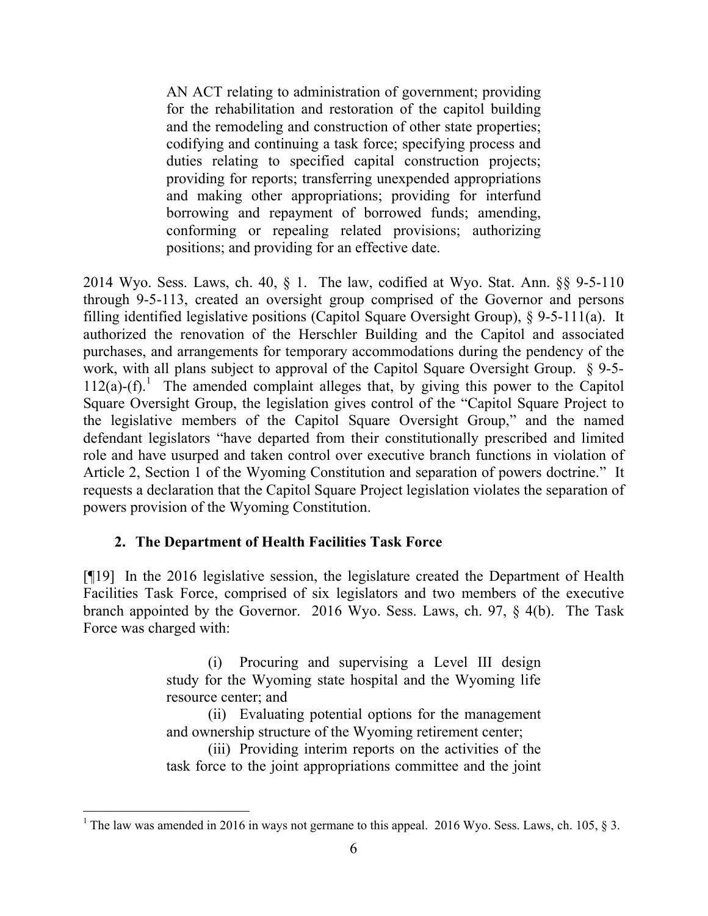> AN ACT relating to administration of government; providing for the rehabilitation and restoration of the capitol building and the remodeling and construction of other state properties; codifying and continuing a task force; specifying process and duties relating to specified capital construction projects; providing for reports; transferring unexpended appropriations and making other appropriations; providing for interfund borrowing and repayment of borrowed funds; amending, conforming or repealing related provisions; authorizing positions; and providing for an effective date.

2014 Wyo. Sess. Laws, ch. 40, § 1. The law, codified at Wyo. Stat. Ann. §§ 9-5-110 through 9-5-113, created an oversight group comprised of the Governor and persons filling identified legislative positions (Capitol Square Oversight Group), § 9-5-111(a). It authorized the renovation of the Herschler Building and the Capitol and associated purchases, and arrangements for temporary accommodations during the pendency of the work, with all plans subject to approval of the Capitol Square Oversight Group. § 9-5-112(a)-(f).[1] The amended complaint alleges that, by giving this power to the Capitol Square Oversight Group, the legislation gives control of the "Capitol Square Project to the legislative members of the Capitol Square Oversight Group," and the named defendant legislators "have departed from their constitutionally prescribed and limited role and have usurped and taken control over executive branch functions in violation of Article 2, Section 1 of the Wyoming Constitution and separation of powers doctrine." It requests a declaration that the Capitol Square Project legislation violates the separation of powers provision of the Wyoming Constitution.

### 2. The Department of Health Facilities Task Force

[¶19] In the 2016 legislative session, the legislature created the Department of Health Facilities Task Force, comprised of six legislators and two members of the executive branch appointed by the Governor. 2016 Wyo. Sess. Laws, ch. 97, § 4(b). The Task Force was charged with:

> (i) Procuring and supervising a Level III design study for the Wyoming state hospital and the Wyoming life resource center; and
>
> (ii) Evaluating potential options for the management and ownership structure of the Wyoming retirement center;
>
> (iii) Providing interim reports on the activities of the task force to the joint appropriations committee and the joint

[1] The law was amended in 2016 in ways not germane to this appeal. 2016 Wyo. Sess. Laws, ch. 105, § 3.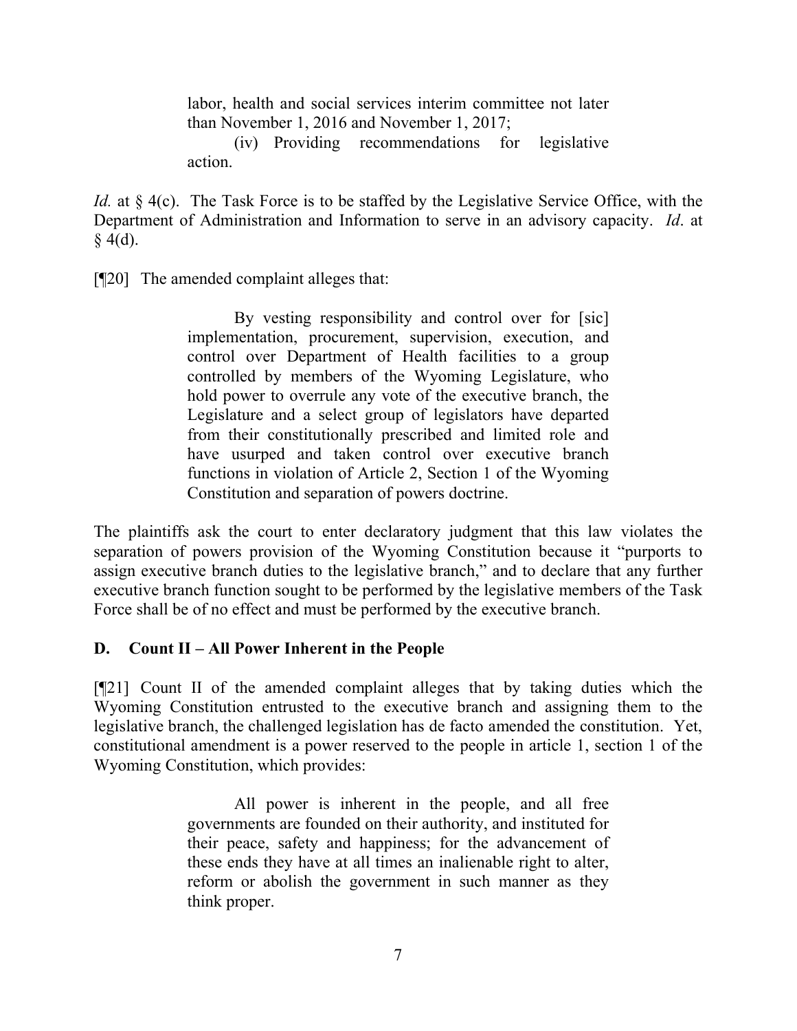> labor, health and social services interim committee not later than November 1, 2016 and November 1, 2017;
>
> (iv) Providing recommendations for legislative action.

*Id.* at § 4(c). The Task Force is to be staffed by the Legislative Service Office, with the Department of Administration and Information to serve in an advisory capacity. *Id*. at § 4(d).

[¶20] The amended complaint alleges that:

> By vesting responsibility and control over for [sic] implementation, procurement, supervision, execution, and control over Department of Health facilities to a group controlled by members of the Wyoming Legislature, who hold power to overrule any vote of the executive branch, the Legislature and a select group of legislators have departed from their constitutionally prescribed and limited role and have usurped and taken control over executive branch functions in violation of Article 2, Section 1 of the Wyoming Constitution and separation of powers doctrine.

The plaintiffs ask the court to enter declaratory judgment that this law violates the separation of powers provision of the Wyoming Constitution because it "purports to assign executive branch duties to the legislative branch," and to declare that any further executive branch function sought to be performed by the legislative members of the Task Force shall be of no effect and must be performed by the executive branch.

### D. Count II – All Power Inherent in the People

[¶21] Count II of the amended complaint alleges that by taking duties which the Wyoming Constitution entrusted to the executive branch and assigning them to the legislative branch, the challenged legislation has de facto amended the constitution. Yet, constitutional amendment is a power reserved to the people in article 1, section 1 of the Wyoming Constitution, which provides:

> All power is inherent in the people, and all free governments are founded on their authority, and instituted for their peace, safety and happiness; for the advancement of these ends they have at all times an inalienable right to alter, reform or abolish the government in such manner as they think proper.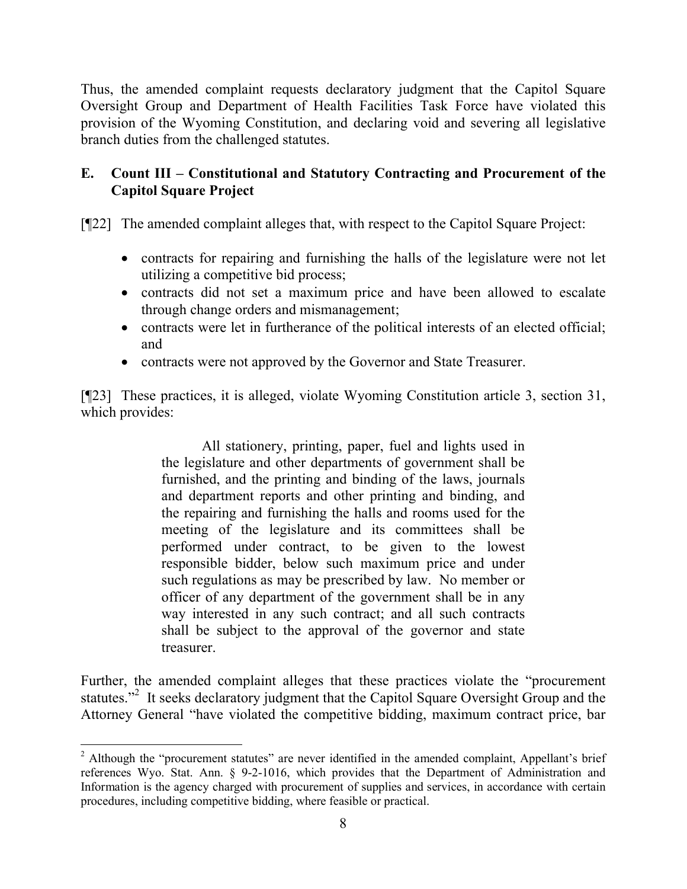Thus, the amended complaint requests declaratory judgment that the Capitol Square Oversight Group and Department of Health Facilities Task Force have violated this provision of the Wyoming Constitution, and declaring void and severing all legislative branch duties from the challenged statutes.

### E. Count III – Constitutional and Statutory Contracting and Procurement of the Capitol Square Project

[¶22] The amended complaint alleges that, with respect to the Capitol Square Project:

- contracts for repairing and furnishing the halls of the legislature were not let utilizing a competitive bid process;
- contracts did not set a maximum price and have been allowed to escalate through change orders and mismanagement;
- contracts were let in furtherance of the political interests of an elected official; and
- contracts were not approved by the Governor and State Treasurer.

[¶23] These practices, it is alleged, violate Wyoming Constitution article 3, section 31, which provides:

> All stationery, printing, paper, fuel and lights used in the legislature and other departments of government shall be furnished, and the printing and binding of the laws, journals and department reports and other printing and binding, and the repairing and furnishing the halls and rooms used for the meeting of the legislature and its committees shall be performed under contract, to be given to the lowest responsible bidder, below such maximum price and under such regulations as may be prescribed by law. No member or officer of any department of the government shall be in any way interested in any such contract; and all such contracts shall be subject to the approval of the governor and state treasurer.

Further, the amended complaint alleges that these practices violate the "procurement statutes."[2] It seeks declaratory judgment that the Capitol Square Oversight Group and the Attorney General "have violated the competitive bidding, maximum contract price, bar

---

[2] Although the "procurement statutes" are never identified in the amended complaint, Appellant's brief references Wyo. Stat. Ann. § 9-2-1016, which provides that the Department of Administration and Information is the agency charged with procurement of supplies and services, in accordance with certain procedures, including competitive bidding, where feasible or practical.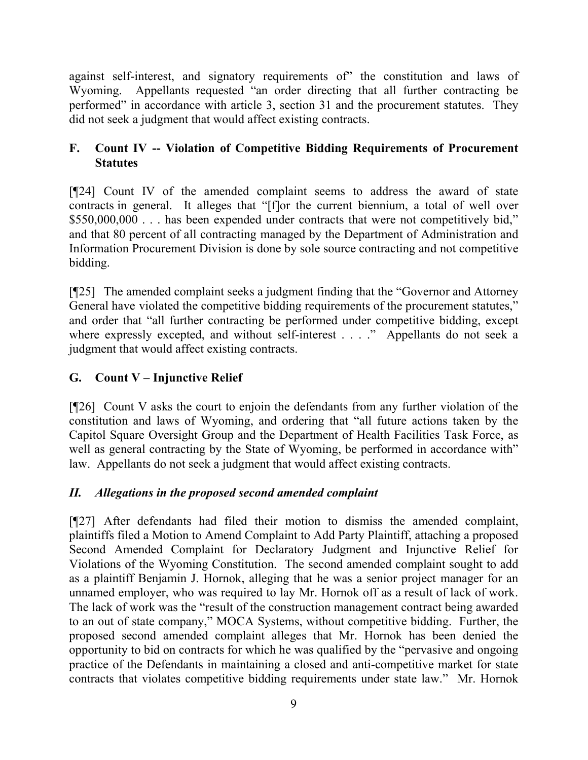against self-interest, and signatory requirements of" the constitution and laws of Wyoming. Appellants requested "an order directing that all further contracting be performed" in accordance with article 3, section 31 and the procurement statutes. They did not seek a judgment that would affect existing contracts.

## F. Count IV -- Violation of Competitive Bidding Requirements of Procurement Statutes

[¶24] Count IV of the amended complaint seems to address the award of state contracts in general. It alleges that "[f]or the current biennium, a total of well over $550,000,000 . . . has been expended under contracts that were not competitively bid," and that 80 percent of all contracting managed by the Department of Administration and Information Procurement Division is done by sole source contracting and not competitive bidding.

[¶25] The amended complaint seeks a judgment finding that the "Governor and Attorney General have violated the competitive bidding requirements of the procurement statutes," and order that "all further contracting be performed under competitive bidding, except where expressly excepted, and without self-interest . . . ." Appellants do not seek a judgment that would affect existing contracts.

## G. Count V – Injunctive Relief

[¶26] Count V asks the court to enjoin the defendants from any further violation of the constitution and laws of Wyoming, and ordering that "all future actions taken by the Capitol Square Oversight Group and the Department of Health Facilities Task Force, as well as general contracting by the State of Wyoming, be performed in accordance with" law. Appellants do not seek a judgment that would affect existing contracts.

## *II. Allegations in the proposed second amended complaint*

[¶27] After defendants had filed their motion to dismiss the amended complaint, plaintiffs filed a Motion to Amend Complaint to Add Party Plaintiff, attaching a proposed Second Amended Complaint for Declaratory Judgment and Injunctive Relief for Violations of the Wyoming Constitution. The second amended complaint sought to add as a plaintiff Benjamin J. Hornok, alleging that he was a senior project manager for an unnamed employer, who was required to lay Mr. Hornok off as a result of lack of work. The lack of work was the "result of the construction management contract being awarded to an out of state company," MOCA Systems, without competitive bidding. Further, the proposed second amended complaint alleges that Mr. Hornok has been denied the opportunity to bid on contracts for which he was qualified by the "pervasive and ongoing practice of the Defendants in maintaining a closed and anti-competitive market for state contracts that violates competitive bidding requirements under state law." Mr. Hornok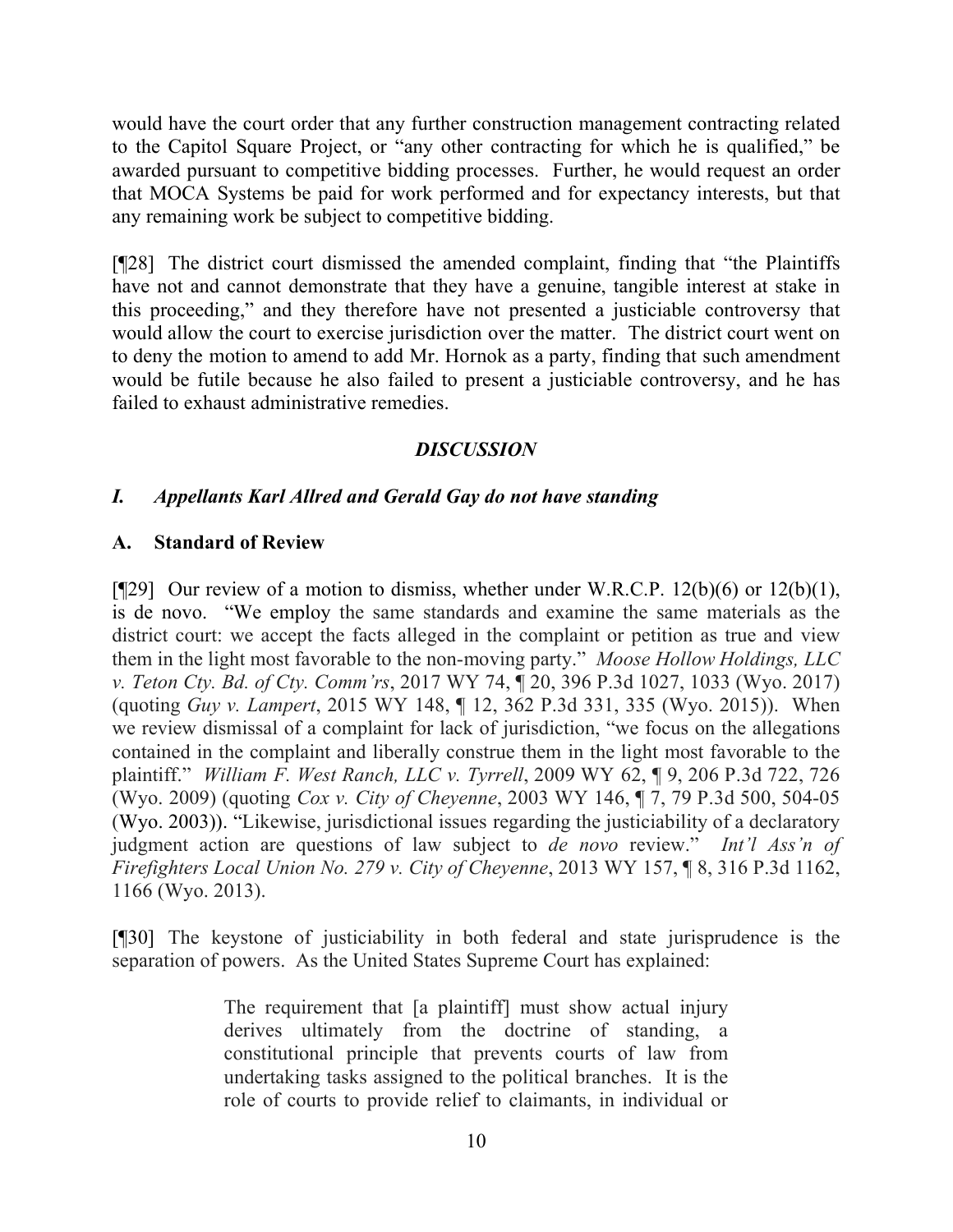would have the court order that any further construction management contracting related to the Capitol Square Project, or "any other contracting for which he is qualified," be awarded pursuant to competitive bidding processes. Further, he would request an order that MOCA Systems be paid for work performed and for expectancy interests, but that any remaining work be subject to competitive bidding.

[¶28] The district court dismissed the amended complaint, finding that "the Plaintiffs have not and cannot demonstrate that they have a genuine, tangible interest at stake in this proceeding," and they therefore have not presented a justiciable controversy that would allow the court to exercise jurisdiction over the matter. The district court went on to deny the motion to amend to add Mr. Hornok as a party, finding that such amendment would be futile because he also failed to present a justiciable controversy, and he has failed to exhaust administrative remedies.

## *DISCUSSION*

### *I. Appellants Karl Allred and Gerald Gay do not have standing*

### A. Standard of Review

[¶29] Our review of a motion to dismiss, whether under W.R.C.P. 12(b)(6) or 12(b)(1), is de novo. "We employ the same standards and examine the same materials as the district court: we accept the facts alleged in the complaint or petition as true and view them in the light most favorable to the non-moving party." *Moose Hollow Holdings, LLC v. Teton Cty. Bd. of Cty. Comm'rs*, 2017 WY 74, ¶ 20, 396 P.3d 1027, 1033 (Wyo. 2017) (quoting *Guy v. Lampert*, 2015 WY 148, ¶ 12, 362 P.3d 331, 335 (Wyo. 2015)). When we review dismissal of a complaint for lack of jurisdiction, "we focus on the allegations contained in the complaint and liberally construe them in the light most favorable to the plaintiff." *William F. West Ranch, LLC v. Tyrrell*, 2009 WY 62, ¶ 9, 206 P.3d 722, 726 (Wyo. 2009) (quoting *Cox v. City of Cheyenne*, 2003 WY 146, ¶ 7, 79 P.3d 500, 504-05 (Wyo. 2003)). "Likewise, jurisdictional issues regarding the justiciability of a declaratory judgment action are questions of law subject to *de novo* review." *Int'l Ass'n of Firefighters Local Union No. 279 v. City of Cheyenne*, 2013 WY 157, ¶ 8, 316 P.3d 1162, 1166 (Wyo. 2013).

[¶30] The keystone of justiciability in both federal and state jurisprudence is the separation of powers. As the United States Supreme Court has explained:

> The requirement that [a plaintiff] must show actual injury derives ultimately from the doctrine of standing, a constitutional principle that prevents courts of law from undertaking tasks assigned to the political branches. It is the role of courts to provide relief to claimants, in individual or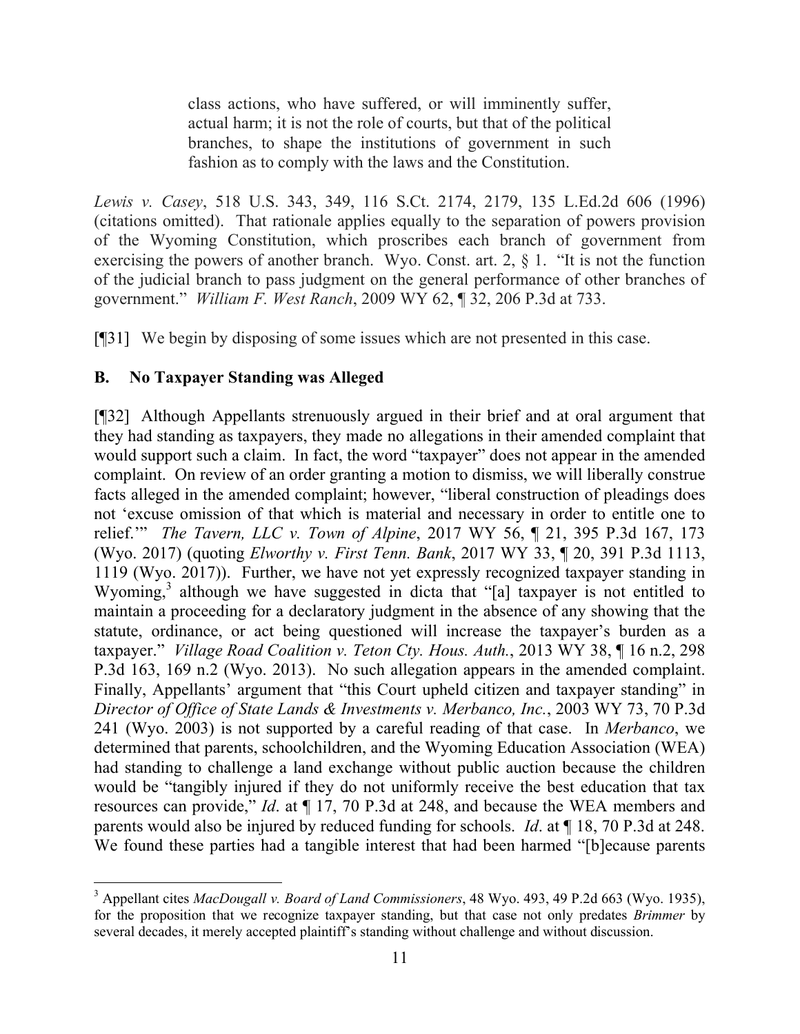> class actions, who have suffered, or will imminently suffer, actual harm; it is not the role of courts, but that of the political branches, to shape the institutions of government in such fashion as to comply with the laws and the Constitution.

*Lewis v. Casey*, 518 U.S. 343, 349, 116 S.Ct. 2174, 2179, 135 L.Ed.2d 606 (1996) (citations omitted). That rationale applies equally to the separation of powers provision of the Wyoming Constitution, which proscribes each branch of government from exercising the powers of another branch. Wyo. Const. art. 2, § 1. "It is not the function of the judicial branch to pass judgment on the general performance of other branches of government." *William F. West Ranch*, 2009 WY 62, ¶ 32, 206 P.3d at 733.

[¶31] We begin by disposing of some issues which are not presented in this case.

## B. No Taxpayer Standing was Alleged

[¶32] Although Appellants strenuously argued in their brief and at oral argument that they had standing as taxpayers, they made no allegations in their amended complaint that would support such a claim. In fact, the word "taxpayer" does not appear in the amended complaint. On review of an order granting a motion to dismiss, we will liberally construe facts alleged in the amended complaint; however, "liberal construction of pleadings does not 'excuse omission of that which is material and necessary in order to entitle one to relief.'" *The Tavern, LLC v. Town of Alpine*, 2017 WY 56, ¶ 21, 395 P.3d 167, 173 (Wyo. 2017) (quoting *Elworthy v. First Tenn. Bank*, 2017 WY 33, ¶ 20, 391 P.3d 1113, 1119 (Wyo. 2017)). Further, we have not yet expressly recognized taxpayer standing in Wyoming,[3] although we have suggested in dicta that "[a] taxpayer is not entitled to maintain a proceeding for a declaratory judgment in the absence of any showing that the statute, ordinance, or act being questioned will increase the taxpayer's burden as a taxpayer." *Village Road Coalition v. Teton Cty. Hous. Auth.*, 2013 WY 38, ¶ 16 n.2, 298 P.3d 163, 169 n.2 (Wyo. 2013). No such allegation appears in the amended complaint. Finally, Appellants' argument that "this Court upheld citizen and taxpayer standing" in *Director of Office of State Lands & Investments v. Merbanco, Inc.*, 2003 WY 73, 70 P.3d 241 (Wyo. 2003) is not supported by a careful reading of that case. In *Merbanco*, we determined that parents, schoolchildren, and the Wyoming Education Association (WEA) had standing to challenge a land exchange without public auction because the children would be "tangibly injured if they do not uniformly receive the best education that tax resources can provide," *Id*. at ¶ 17, 70 P.3d at 248, and because the WEA members and parents would also be injured by reduced funding for schools. *Id*. at ¶ 18, 70 P.3d at 248. We found these parties had a tangible interest that had been harmed "[b]ecause parents

---

[3] Appellant cites *MacDougall v. Board of Land Commissioners*, 48 Wyo. 493, 49 P.2d 663 (Wyo. 1935), for the proposition that we recognize taxpayer standing, but that case not only predates *Brimmer* by several decades, it merely accepted plaintiff's standing without challenge and without discussion.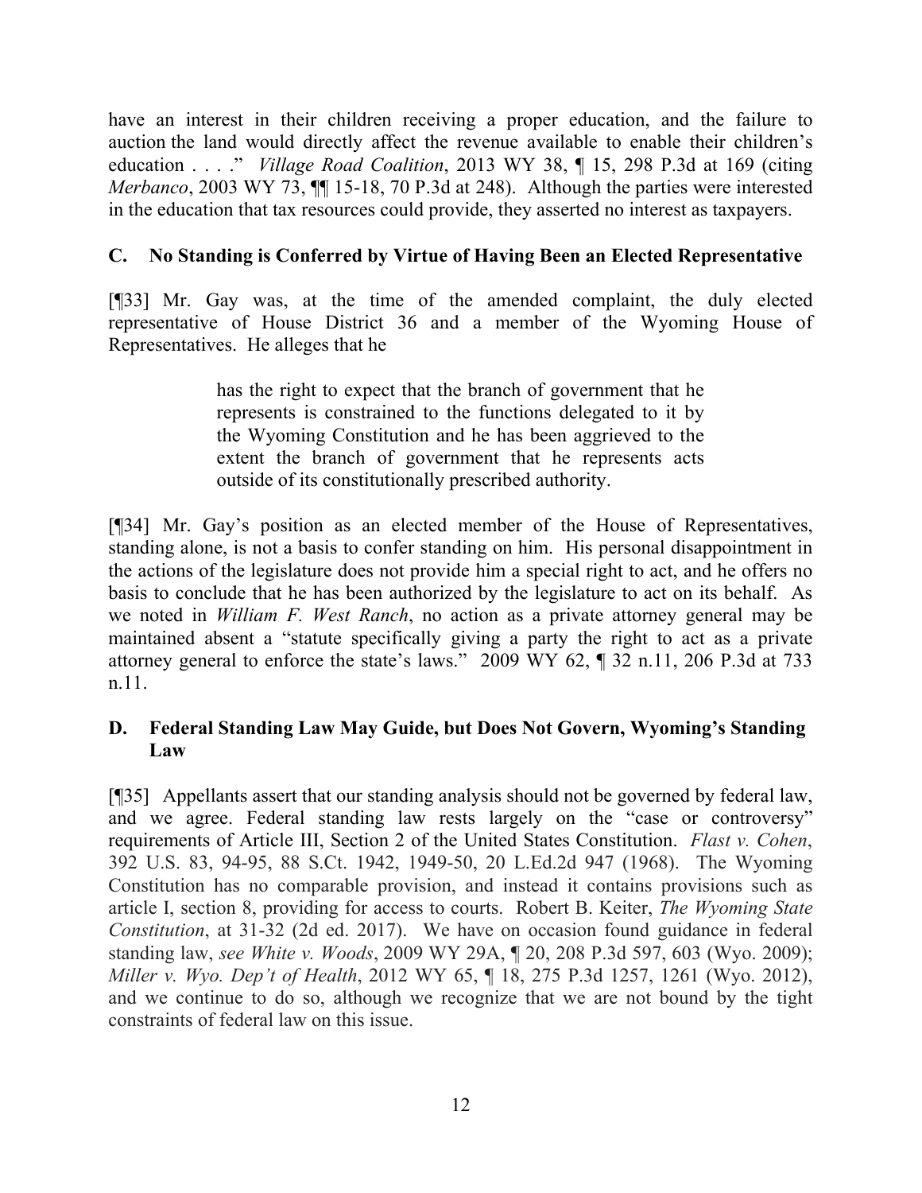have an interest in their children receiving a proper education, and the failure to auction the land would directly affect the revenue available to enable their children's education . . . ." *Village Road Coalition*, 2013 WY 38, ¶ 15, 298 P.3d at 169 (citing *Merbanco*, 2003 WY 73, ¶¶ 15-18, 70 P.3d at 248). Although the parties were interested in the education that tax resources could provide, they asserted no interest as taxpayers.

### C. No Standing is Conferred by Virtue of Having Been an Elected Representative

[¶33] Mr. Gay was, at the time of the amended complaint, the duly elected representative of House District 36 and a member of the Wyoming House of Representatives. He alleges that he

> has the right to expect that the branch of government that he represents is constrained to the functions delegated to it by the Wyoming Constitution and he has been aggrieved to the extent the branch of government that he represents acts outside of its constitutionally prescribed authority.

[¶34] Mr. Gay's position as an elected member of the House of Representatives, standing alone, is not a basis to confer standing on him. His personal disappointment in the actions of the legislature does not provide him a special right to act, and he offers no basis to conclude that he has been authorized by the legislature to act on its behalf. As we noted in *William F. West Ranch*, no action as a private attorney general may be maintained absent a "statute specifically giving a party the right to act as a private attorney general to enforce the state's laws." 2009 WY 62, ¶ 32 n.11, 206 P.3d at 733 n.11.

### D. Federal Standing Law May Guide, but Does Not Govern, Wyoming's Standing Law

[¶35] Appellants assert that our standing analysis should not be governed by federal law, and we agree. Federal standing law rests largely on the "case or controversy" requirements of Article III, Section 2 of the United States Constitution. *Flast v. Cohen*, 392 U.S. 83, 94-95, 88 S.Ct. 1942, 1949-50, 20 L.Ed.2d 947 (1968). The Wyoming Constitution has no comparable provision, and instead it contains provisions such as article I, section 8, providing for access to courts. Robert B. Keiter, *The Wyoming State Constitution*, at 31-32 (2d ed. 2017). We have on occasion found guidance in federal standing law, *see White v. Woods*, 2009 WY 29A, ¶ 20, 208 P.3d 597, 603 (Wyo. 2009); *Miller v. Wyo. Dep't of Health*, 2012 WY 65, ¶ 18, 275 P.3d 1257, 1261 (Wyo. 2012), and we continue to do so, although we recognize that we are not bound by the tight constraints of federal law on this issue.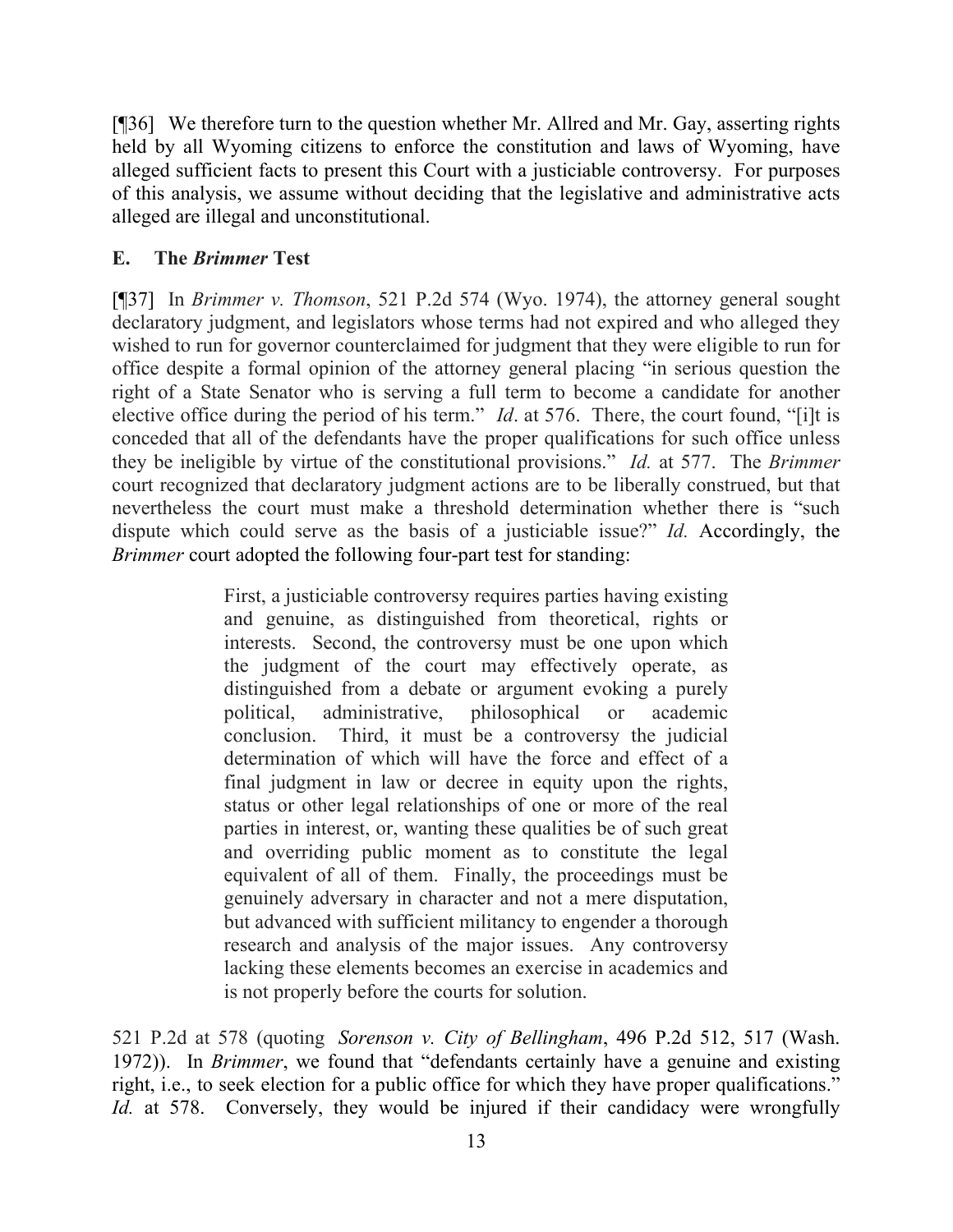[¶36] We therefore turn to the question whether Mr. Allred and Mr. Gay, asserting rights held by all Wyoming citizens to enforce the constitution and laws of Wyoming, have alleged sufficient facts to present this Court with a justiciable controversy. For purposes of this analysis, we assume without deciding that the legislative and administrative acts alleged are illegal and unconstitutional.

### E. The *Brimmer* Test

[¶37] In *Brimmer v. Thomson*, 521 P.2d 574 (Wyo. 1974), the attorney general sought declaratory judgment, and legislators whose terms had not expired and who alleged they wished to run for governor counterclaimed for judgment that they were eligible to run for office despite a formal opinion of the attorney general placing "in serious question the right of a State Senator who is serving a full term to become a candidate for another elective office during the period of his term." *Id*. at 576. There, the court found, "[i]t is conceded that all of the defendants have the proper qualifications for such office unless they be ineligible by virtue of the constitutional provisions." *Id.* at 577. The *Brimmer* court recognized that declaratory judgment actions are to be liberally construed, but that nevertheless the court must make a threshold determination whether there is "such dispute which could serve as the basis of a justiciable issue?" *Id.* Accordingly, the *Brimmer* court adopted the following four-part test for standing:

> First, a justiciable controversy requires parties having existing and genuine, as distinguished from theoretical, rights or interests. Second, the controversy must be one upon which the judgment of the court may effectively operate, as distinguished from a debate or argument evoking a purely political, administrative, philosophical or academic conclusion. Third, it must be a controversy the judicial determination of which will have the force and effect of a final judgment in law or decree in equity upon the rights, status or other legal relationships of one or more of the real parties in interest, or, wanting these qualities be of such great and overriding public moment as to constitute the legal equivalent of all of them. Finally, the proceedings must be genuinely adversary in character and not a mere disputation, but advanced with sufficient militancy to engender a thorough research and analysis of the major issues. Any controversy lacking these elements becomes an exercise in academics and is not properly before the courts for solution.

521 P.2d at 578 (quoting *Sorenson v. City of Bellingham*, 496 P.2d 512, 517 (Wash. 1972)). In *Brimmer*, we found that "defendants certainly have a genuine and existing right, i.e., to seek election for a public office for which they have proper qualifications." *Id.* at 578. Conversely, they would be injured if their candidacy were wrongfully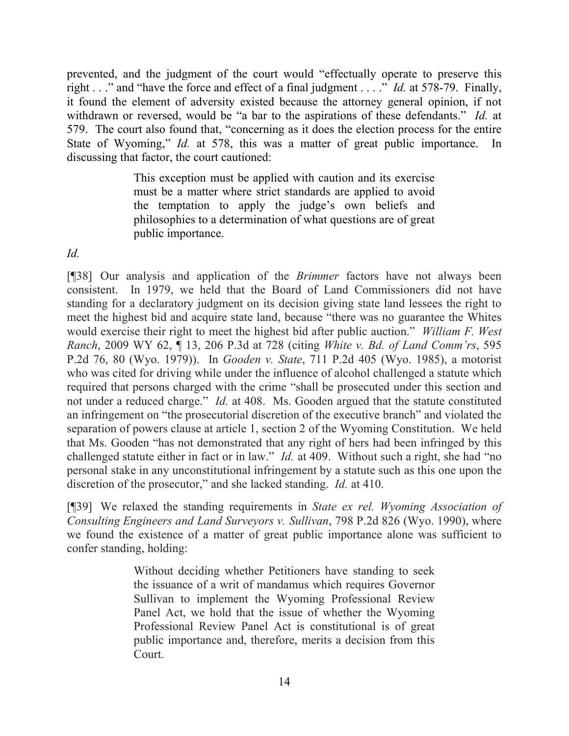prevented, and the judgment of the court would "effectually operate to preserve this right . . ." and "have the force and effect of a final judgment . . . ." *Id.* at 578-79. Finally, it found the element of adversity existed because the attorney general opinion, if not withdrawn or reversed, would be "a bar to the aspirations of these defendants." *Id.* at 579. The court also found that, "concerning as it does the election process for the entire State of Wyoming," *Id.* at 578, this was a matter of great public importance. In discussing that factor, the court cautioned:

> This exception must be applied with caution and its exercise must be a matter where strict standards are applied to avoid the temptation to apply the judge's own beliefs and philosophies to a determination of what questions are of great public importance.

*Id.*

[¶38] Our analysis and application of the *Brimmer* factors have not always been consistent. In 1979, we held that the Board of Land Commissioners did not have standing for a declaratory judgment on its decision giving state land lessees the right to meet the highest bid and acquire state land, because "there was no guarantee the Whites would exercise their right to meet the highest bid after public auction." *William F. West Ranch*, 2009 WY 62, ¶ 13, 206 P.3d at 728 (citing *White v. Bd. of Land Comm'rs*, 595 P.2d 76, 80 (Wyo. 1979)). In *Gooden v. State*, 711 P.2d 405 (Wyo. 1985), a motorist who was cited for driving while under the influence of alcohol challenged a statute which required that persons charged with the crime "shall be prosecuted under this section and not under a reduced charge." *Id.* at 408. Ms. Gooden argued that the statute constituted an infringement on "the prosecutorial discretion of the executive branch" and violated the separation of powers clause at article 1, section 2 of the Wyoming Constitution. We held that Ms. Gooden "has not demonstrated that any right of hers had been infringed by this challenged statute either in fact or in law." *Id.* at 409. Without such a right, she had "no personal stake in any unconstitutional infringement by a statute such as this one upon the discretion of the prosecutor," and she lacked standing. *Id.* at 410.

[¶39] We relaxed the standing requirements in *State ex rel. Wyoming Association of Consulting Engineers and Land Surveyors v. Sullivan*, 798 P.2d 826 (Wyo. 1990), where we found the existence of a matter of great public importance alone was sufficient to confer standing, holding:

> Without deciding whether Petitioners have standing to seek the issuance of a writ of mandamus which requires Governor Sullivan to implement the Wyoming Professional Review Panel Act, we hold that the issue of whether the Wyoming Professional Review Panel Act is constitutional is of great public importance and, therefore, merits a decision from this Court.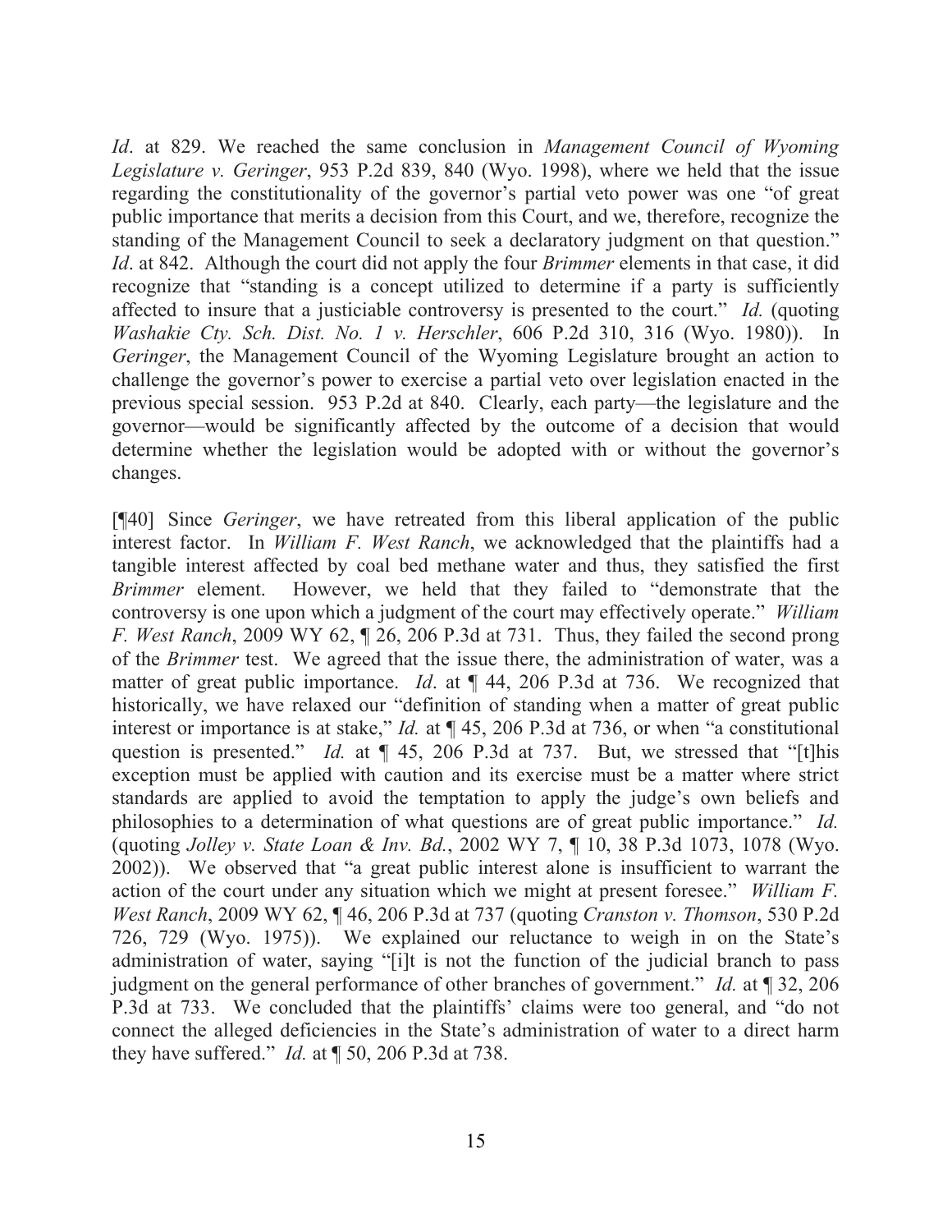*Id*. at 829. We reached the same conclusion in *Management Council of Wyoming Legislature v. Geringer*, 953 P.2d 839, 840 (Wyo. 1998), where we held that the issue regarding the constitutionality of the governor's partial veto power was one "of great public importance that merits a decision from this Court, and we, therefore, recognize the standing of the Management Council to seek a declaratory judgment on that question." *Id*. at 842. Although the court did not apply the four *Brimmer* elements in that case, it did recognize that "standing is a concept utilized to determine if a party is sufficiently affected to insure that a justiciable controversy is presented to the court." *Id.* (quoting *Washakie Cty. Sch. Dist. No. 1 v. Herschler*, 606 P.2d 310, 316 (Wyo. 1980)). In *Geringer*, the Management Council of the Wyoming Legislature brought an action to challenge the governor's power to exercise a partial veto over legislation enacted in the previous special session. 953 P.2d at 840. Clearly, each party—the legislature and the governor—would be significantly affected by the outcome of a decision that would determine whether the legislation would be adopted with or without the governor's changes.

[¶40] Since *Geringer*, we have retreated from this liberal application of the public interest factor. In *William F. West Ranch*, we acknowledged that the plaintiffs had a tangible interest affected by coal bed methane water and thus, they satisfied the first *Brimmer* element. However, we held that they failed to "demonstrate that the controversy is one upon which a judgment of the court may effectively operate." *William F. West Ranch*, 2009 WY 62, ¶ 26, 206 P.3d at 731. Thus, they failed the second prong of the *Brimmer* test. We agreed that the issue there, the administration of water, was a matter of great public importance. *Id*. at ¶ 44, 206 P.3d at 736. We recognized that historically, we have relaxed our "definition of standing when a matter of great public interest or importance is at stake," *Id.* at ¶ 45, 206 P.3d at 736, or when "a constitutional question is presented." *Id.* at ¶ 45, 206 P.3d at 737. But, we stressed that "[t]his exception must be applied with caution and its exercise must be a matter where strict standards are applied to avoid the temptation to apply the judge's own beliefs and philosophies to a determination of what questions are of great public importance." *Id.* (quoting *Jolley v. State Loan & Inv. Bd.*, 2002 WY 7, ¶ 10, 38 P.3d 1073, 1078 (Wyo. 2002)). We observed that "a great public interest alone is insufficient to warrant the action of the court under any situation which we might at present foresee." *William F. West Ranch*, 2009 WY 62, ¶ 46, 206 P.3d at 737 (quoting *Cranston v. Thomson*, 530 P.2d 726, 729 (Wyo. 1975)). We explained our reluctance to weigh in on the State's administration of water, saying "[i]t is not the function of the judicial branch to pass judgment on the general performance of other branches of government." *Id.* at ¶ 32, 206 P.3d at 733. We concluded that the plaintiffs' claims were too general, and "do not connect the alleged deficiencies in the State's administration of water to a direct harm they have suffered." *Id.* at ¶ 50, 206 P.3d at 738.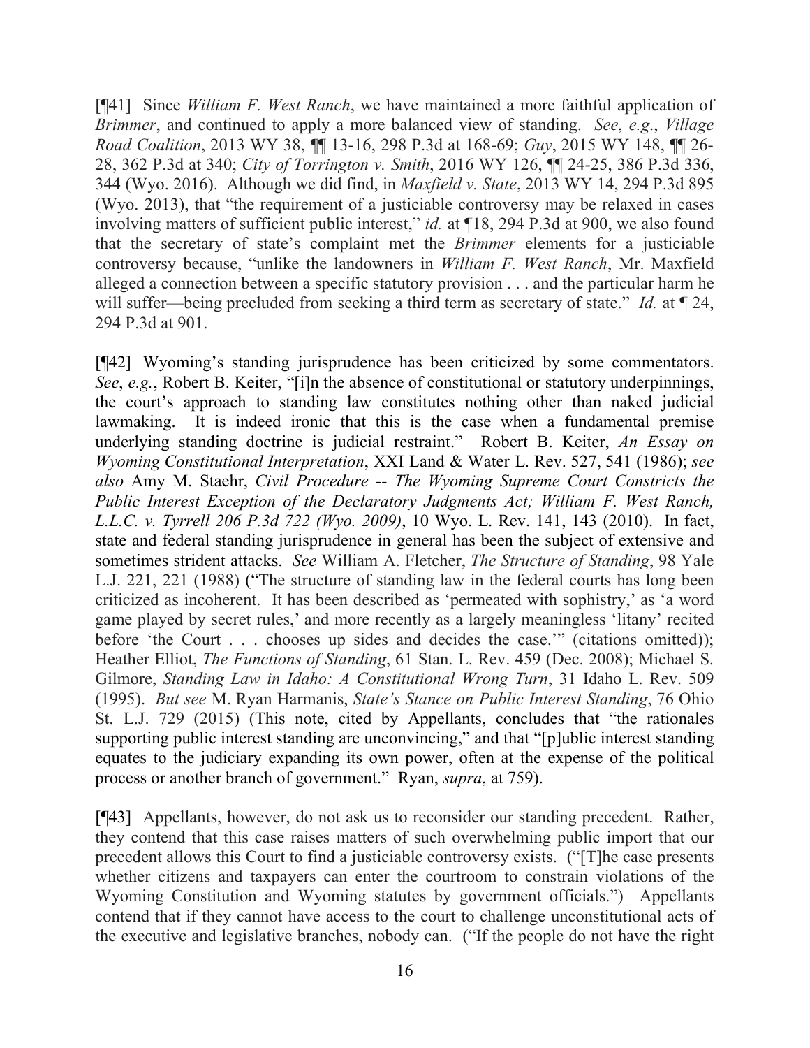[¶41] Since *William F. West Ranch*, we have maintained a more faithful application of *Brimmer*, and continued to apply a more balanced view of standing. *See*, *e.g*., *Village Road Coalition*, 2013 WY 38, ¶¶ 13-16, 298 P.3d at 168-69; *Guy*, 2015 WY 148, ¶¶ 26-28, 362 P.3d at 340; *City of Torrington v. Smith*, 2016 WY 126, ¶¶ 24-25, 386 P.3d 336, 344 (Wyo. 2016). Although we did find, in *Maxfield v. State*, 2013 WY 14, 294 P.3d 895 (Wyo. 2013), that "the requirement of a justiciable controversy may be relaxed in cases involving matters of sufficient public interest," *id.* at ¶18, 294 P.3d at 900, we also found that the secretary of state's complaint met the *Brimmer* elements for a justiciable controversy because, "unlike the landowners in *William F. West Ranch*, Mr. Maxfield alleged a connection between a specific statutory provision . . . and the particular harm he will suffer—being precluded from seeking a third term as secretary of state." *Id.* at ¶ 24, 294 P.3d at 901.

[¶42] Wyoming's standing jurisprudence has been criticized by some commentators. *See*, *e.g.*, Robert B. Keiter, "[i]n the absence of constitutional or statutory underpinnings, the court's approach to standing law constitutes nothing other than naked judicial lawmaking. It is indeed ironic that this is the case when a fundamental premise underlying standing doctrine is judicial restraint." Robert B. Keiter, *An Essay on Wyoming Constitutional Interpretation*, XXI Land & Water L. Rev. 527, 541 (1986); *see also* Amy M. Staehr, *Civil Procedure -- The Wyoming Supreme Court Constricts the Public Interest Exception of the Declaratory Judgments Act; William F. West Ranch, L.L.C. v. Tyrrell 206 P.3d 722 (Wyo. 2009)*, 10 Wyo. L. Rev. 141, 143 (2010). In fact, state and federal standing jurisprudence in general has been the subject of extensive and sometimes strident attacks. *See* William A. Fletcher, *The Structure of Standing*, 98 Yale L.J. 221, 221 (1988) ("The structure of standing law in the federal courts has long been criticized as incoherent. It has been described as 'permeated with sophistry,' as 'a word game played by secret rules,' and more recently as a largely meaningless 'litany' recited before 'the Court . . . chooses up sides and decides the case.'" (citations omitted)); Heather Elliot, *The Functions of Standing*, 61 Stan. L. Rev. 459 (Dec. 2008); Michael S. Gilmore, *Standing Law in Idaho: A Constitutional Wrong Turn*, 31 Idaho L. Rev. 509 (1995). *But see* M. Ryan Harmanis, *State's Stance on Public Interest Standing*, 76 Ohio St. L.J. 729 (2015) (This note, cited by Appellants, concludes that "the rationales supporting public interest standing are unconvincing," and that "[p]ublic interest standing equates to the judiciary expanding its own power, often at the expense of the political process or another branch of government." Ryan, *supra*, at 759).

[¶43] Appellants, however, do not ask us to reconsider our standing precedent. Rather, they contend that this case raises matters of such overwhelming public import that our precedent allows this Court to find a justiciable controversy exists. ("[T]he case presents whether citizens and taxpayers can enter the courtroom to constrain violations of the Wyoming Constitution and Wyoming statutes by government officials.") Appellants contend that if they cannot have access to the court to challenge unconstitutional acts of the executive and legislative branches, nobody can. ("If the people do not have the right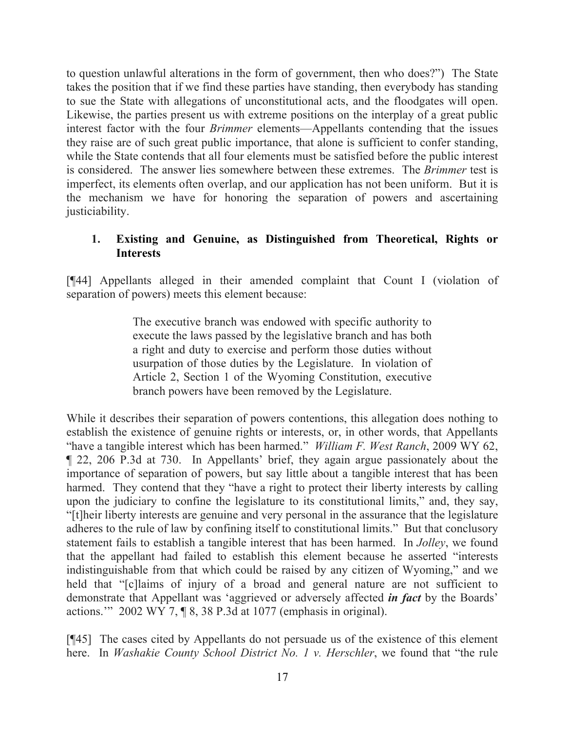to question unlawful alterations in the form of government, then who does?") The State takes the position that if we find these parties have standing, then everybody has standing to sue the State with allegations of unconstitutional acts, and the floodgates will open. Likewise, the parties present us with extreme positions on the interplay of a great public interest factor with the four *Brimmer* elements—Appellants contending that the issues they raise are of such great public importance, that alone is sufficient to confer standing, while the State contends that all four elements must be satisfied before the public interest is considered. The answer lies somewhere between these extremes. The *Brimmer* test is imperfect, its elements often overlap, and our application has not been uniform. But it is the mechanism we have for honoring the separation of powers and ascertaining justiciability.

### 1. Existing and Genuine, as Distinguished from Theoretical, Rights or Interests

[¶44] Appellants alleged in their amended complaint that Count I (violation of separation of powers) meets this element because:

> The executive branch was endowed with specific authority to execute the laws passed by the legislative branch and has both a right and duty to exercise and perform those duties without usurpation of those duties by the Legislature. In violation of Article 2, Section 1 of the Wyoming Constitution, executive branch powers have been removed by the Legislature.

While it describes their separation of powers contentions, this allegation does nothing to establish the existence of genuine rights or interests, or, in other words, that Appellants "have a tangible interest which has been harmed." *William F. West Ranch*, 2009 WY 62, ¶ 22, 206 P.3d at 730. In Appellants' brief, they again argue passionately about the importance of separation of powers, but say little about a tangible interest that has been harmed. They contend that they "have a right to protect their liberty interests by calling upon the judiciary to confine the legislature to its constitutional limits," and, they say, "[t]heir liberty interests are genuine and very personal in the assurance that the legislature adheres to the rule of law by confining itself to constitutional limits." But that conclusory statement fails to establish a tangible interest that has been harmed. In *Jolley*, we found that the appellant had failed to establish this element because he asserted "interests indistinguishable from that which could be raised by any citizen of Wyoming," and we held that "[c]laims of injury of a broad and general nature are not sufficient to demonstrate that Appellant was 'aggrieved or adversely affected ***in fact*** by the Boards' actions.'" 2002 WY 7, ¶ 8, 38 P.3d at 1077 (emphasis in original).

[¶45] The cases cited by Appellants do not persuade us of the existence of this element here. In *Washakie County School District No. 1 v. Herschler*, we found that "the rule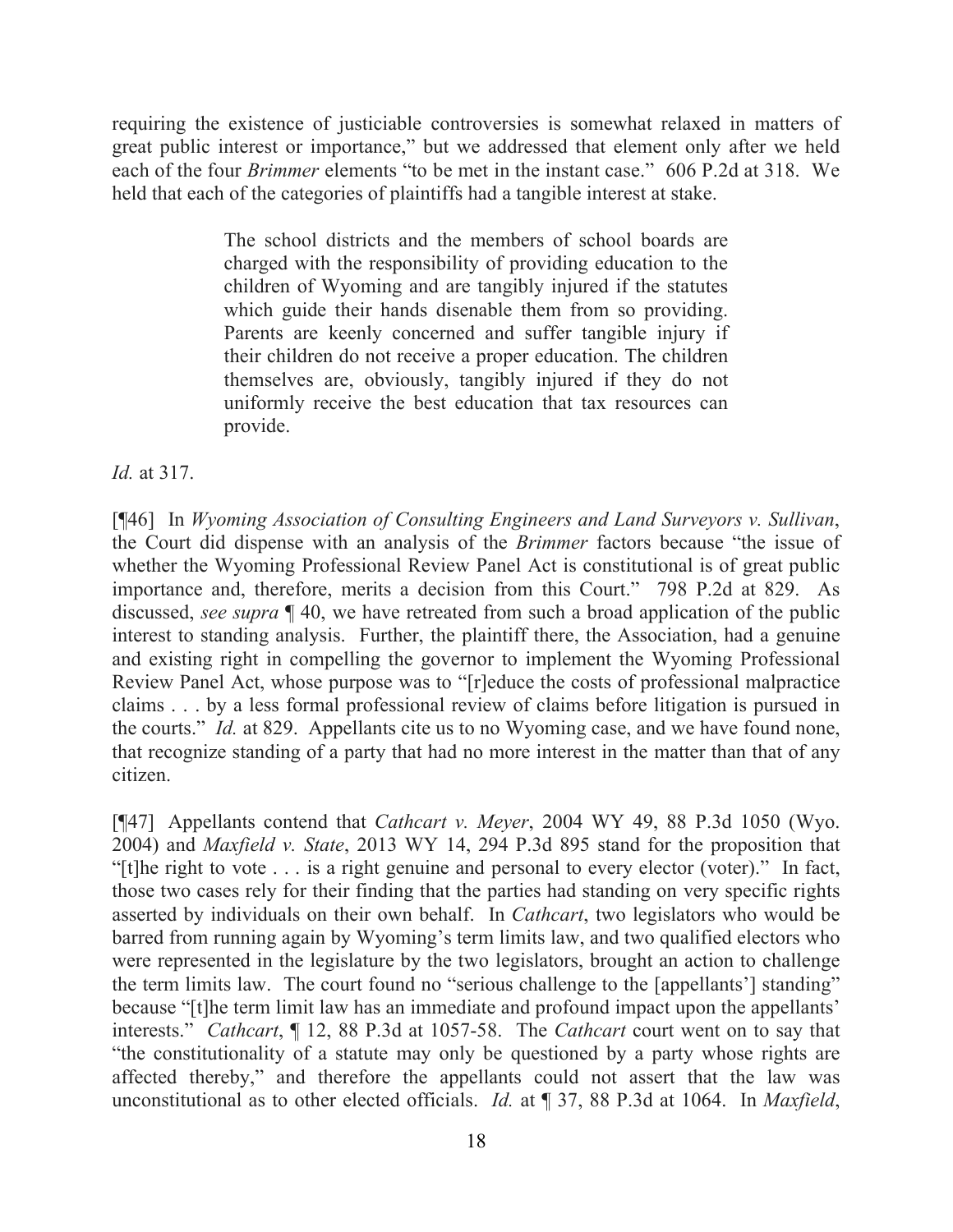requiring the existence of justiciable controversies is somewhat relaxed in matters of great public interest or importance," but we addressed that element only after we held each of the four *Brimmer* elements "to be met in the instant case." 606 P.2d at 318. We held that each of the categories of plaintiffs had a tangible interest at stake.

> The school districts and the members of school boards are charged with the responsibility of providing education to the children of Wyoming and are tangibly injured if the statutes which guide their hands disenable them from so providing. Parents are keenly concerned and suffer tangible injury if their children do not receive a proper education. The children themselves are, obviously, tangibly injured if they do not uniformly receive the best education that tax resources can provide.

*Id.* at 317.

[¶46] In *Wyoming Association of Consulting Engineers and Land Surveyors v. Sullivan*, the Court did dispense with an analysis of the *Brimmer* factors because "the issue of whether the Wyoming Professional Review Panel Act is constitutional is of great public importance and, therefore, merits a decision from this Court." 798 P.2d at 829. As discussed, *see supra* ¶ 40, we have retreated from such a broad application of the public interest to standing analysis. Further, the plaintiff there, the Association, had a genuine and existing right in compelling the governor to implement the Wyoming Professional Review Panel Act, whose purpose was to "[r]educe the costs of professional malpractice claims . . . by a less formal professional review of claims before litigation is pursued in the courts." *Id.* at 829. Appellants cite us to no Wyoming case, and we have found none, that recognize standing of a party that had no more interest in the matter than that of any citizen.

[¶47] Appellants contend that *Cathcart v. Meyer*, 2004 WY 49, 88 P.3d 1050 (Wyo. 2004) and *Maxfield v. State*, 2013 WY 14, 294 P.3d 895 stand for the proposition that "[t]he right to vote . . . is a right genuine and personal to every elector (voter)." In fact, those two cases rely for their finding that the parties had standing on very specific rights asserted by individuals on their own behalf. In *Cathcart*, two legislators who would be barred from running again by Wyoming's term limits law, and two qualified electors who were represented in the legislature by the two legislators, brought an action to challenge the term limits law. The court found no "serious challenge to the [appellants'] standing" because "[t]he term limit law has an immediate and profound impact upon the appellants' interests." *Cathcart*, ¶ 12, 88 P.3d at 1057-58. The *Cathcart* court went on to say that "the constitutionality of a statute may only be questioned by a party whose rights are affected thereby," and therefore the appellants could not assert that the law was unconstitutional as to other elected officials. *Id.* at ¶ 37, 88 P.3d at 1064. In *Maxfield*,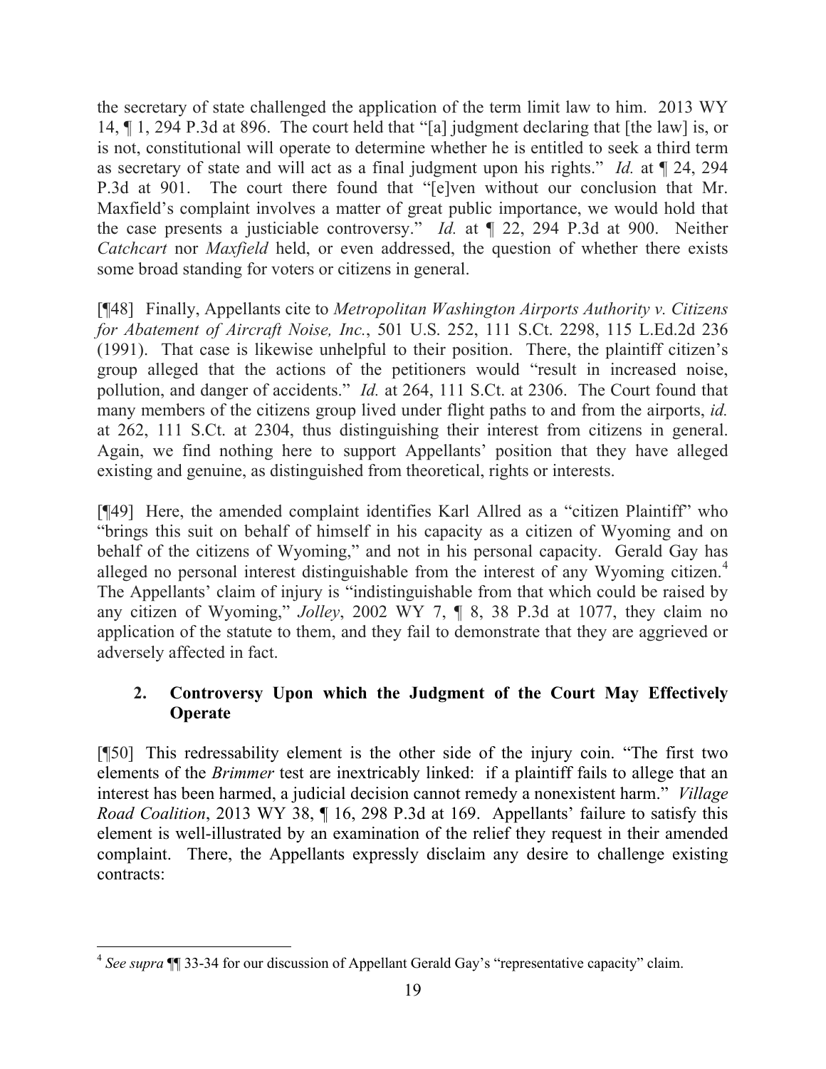the secretary of state challenged the application of the term limit law to him. 2013 WY 14, ¶ 1, 294 P.3d at 896. The court held that "[a] judgment declaring that [the law] is, or is not, constitutional will operate to determine whether he is entitled to seek a third term as secretary of state and will act as a final judgment upon his rights." *Id.* at ¶ 24, 294 P.3d at 901. The court there found that "[e]ven without our conclusion that Mr. Maxfield's complaint involves a matter of great public importance, we would hold that the case presents a justiciable controversy." *Id.* at ¶ 22, 294 P.3d at 900. Neither *Catchcart* nor *Maxfield* held, or even addressed, the question of whether there exists some broad standing for voters or citizens in general.

[¶48] Finally, Appellants cite to *Metropolitan Washington Airports Authority v. Citizens for Abatement of Aircraft Noise, Inc.*, 501 U.S. 252, 111 S.Ct. 2298, 115 L.Ed.2d 236 (1991). That case is likewise unhelpful to their position. There, the plaintiff citizen's group alleged that the actions of the petitioners would "result in increased noise, pollution, and danger of accidents." *Id.* at 264, 111 S.Ct. at 2306. The Court found that many members of the citizens group lived under flight paths to and from the airports, *id.* at 262, 111 S.Ct. at 2304, thus distinguishing their interest from citizens in general. Again, we find nothing here to support Appellants' position that they have alleged existing and genuine, as distinguished from theoretical, rights or interests.

[¶49] Here, the amended complaint identifies Karl Allred as a "citizen Plaintiff" who "brings this suit on behalf of himself in his capacity as a citizen of Wyoming and on behalf of the citizens of Wyoming," and not in his personal capacity. Gerald Gay has alleged no personal interest distinguishable from the interest of any Wyoming citizen.[4] The Appellants' claim of injury is "indistinguishable from that which could be raised by any citizen of Wyoming," *Jolley*, 2002 WY 7, ¶ 8, 38 P.3d at 1077, they claim no application of the statute to them, and they fail to demonstrate that they are aggrieved or adversely affected in fact.

### 2. Controversy Upon which the Judgment of the Court May Effectively Operate

[¶50] This redressability element is the other side of the injury coin. "The first two elements of the *Brimmer* test are inextricably linked: if a plaintiff fails to allege that an interest has been harmed, a judicial decision cannot remedy a nonexistent harm." *Village Road Coalition*, 2013 WY 38, ¶ 16, 298 P.3d at 169. Appellants' failure to satisfy this element is well-illustrated by an examination of the relief they request in their amended complaint. There, the Appellants expressly disclaim any desire to challenge existing contracts:

---

[4] *See supra* ¶¶ 33-34 for our discussion of Appellant Gerald Gay's "representative capacity" claim.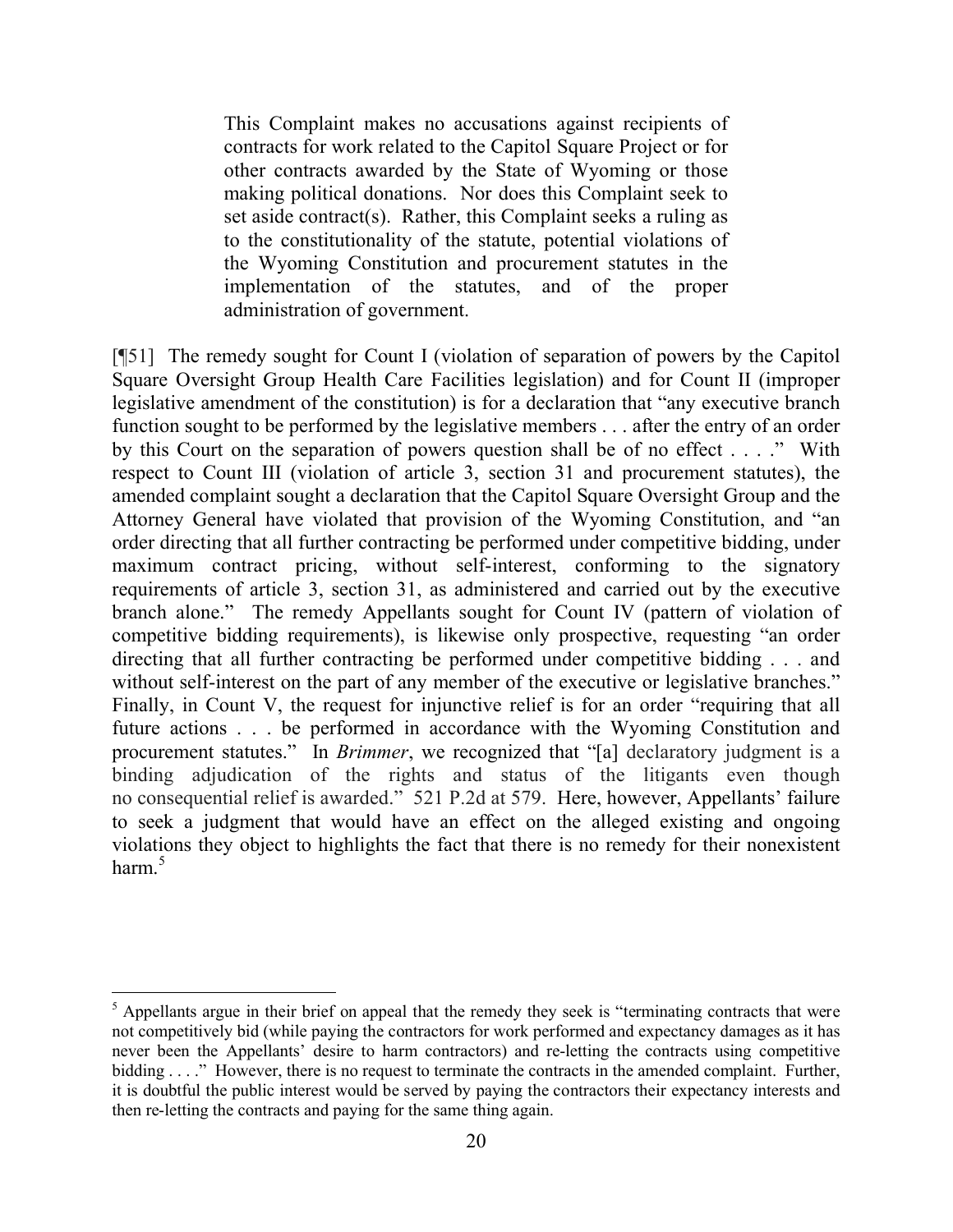> This Complaint makes no accusations against recipients of contracts for work related to the Capitol Square Project or for other contracts awarded by the State of Wyoming or those making political donations. Nor does this Complaint seek to set aside contract(s). Rather, this Complaint seeks a ruling as to the constitutionality of the statute, potential violations of the Wyoming Constitution and procurement statutes in the implementation of the statutes, and of the proper administration of government.

[¶51] The remedy sought for Count I (violation of separation of powers by the Capitol Square Oversight Group Health Care Facilities legislation) and for Count II (improper legislative amendment of the constitution) is for a declaration that "any executive branch function sought to be performed by the legislative members . . . after the entry of an order by this Court on the separation of powers question shall be of no effect . . . ." With respect to Count III (violation of article 3, section 31 and procurement statutes), the amended complaint sought a declaration that the Capitol Square Oversight Group and the Attorney General have violated that provision of the Wyoming Constitution, and "an order directing that all further contracting be performed under competitive bidding, under maximum contract pricing, without self-interest, conforming to the signatory requirements of article 3, section 31, as administered and carried out by the executive branch alone." The remedy Appellants sought for Count IV (pattern of violation of competitive bidding requirements), is likewise only prospective, requesting "an order directing that all further contracting be performed under competitive bidding . . . and without self-interest on the part of any member of the executive or legislative branches." Finally, in Count V, the request for injunctive relief is for an order "requiring that all future actions . . . be performed in accordance with the Wyoming Constitution and procurement statutes." In *Brimmer*, we recognized that "[a] declaratory judgment is a binding adjudication of the rights and status of the litigants even though no consequential relief is awarded." 521 P.2d at 579. Here, however, Appellants' failure to seek a judgment that would have an effect on the alleged existing and ongoing violations they object to highlights the fact that there is no remedy for their nonexistent harm.[5]

---

[5] Appellants argue in their brief on appeal that the remedy they seek is "terminating contracts that were not competitively bid (while paying the contractors for work performed and expectancy damages as it has never been the Appellants' desire to harm contractors) and re-letting the contracts using competitive bidding . . . ." However, there is no request to terminate the contracts in the amended complaint. Further, it is doubtful the public interest would be served by paying the contractors their expectancy interests and then re-letting the contracts and paying for the same thing again.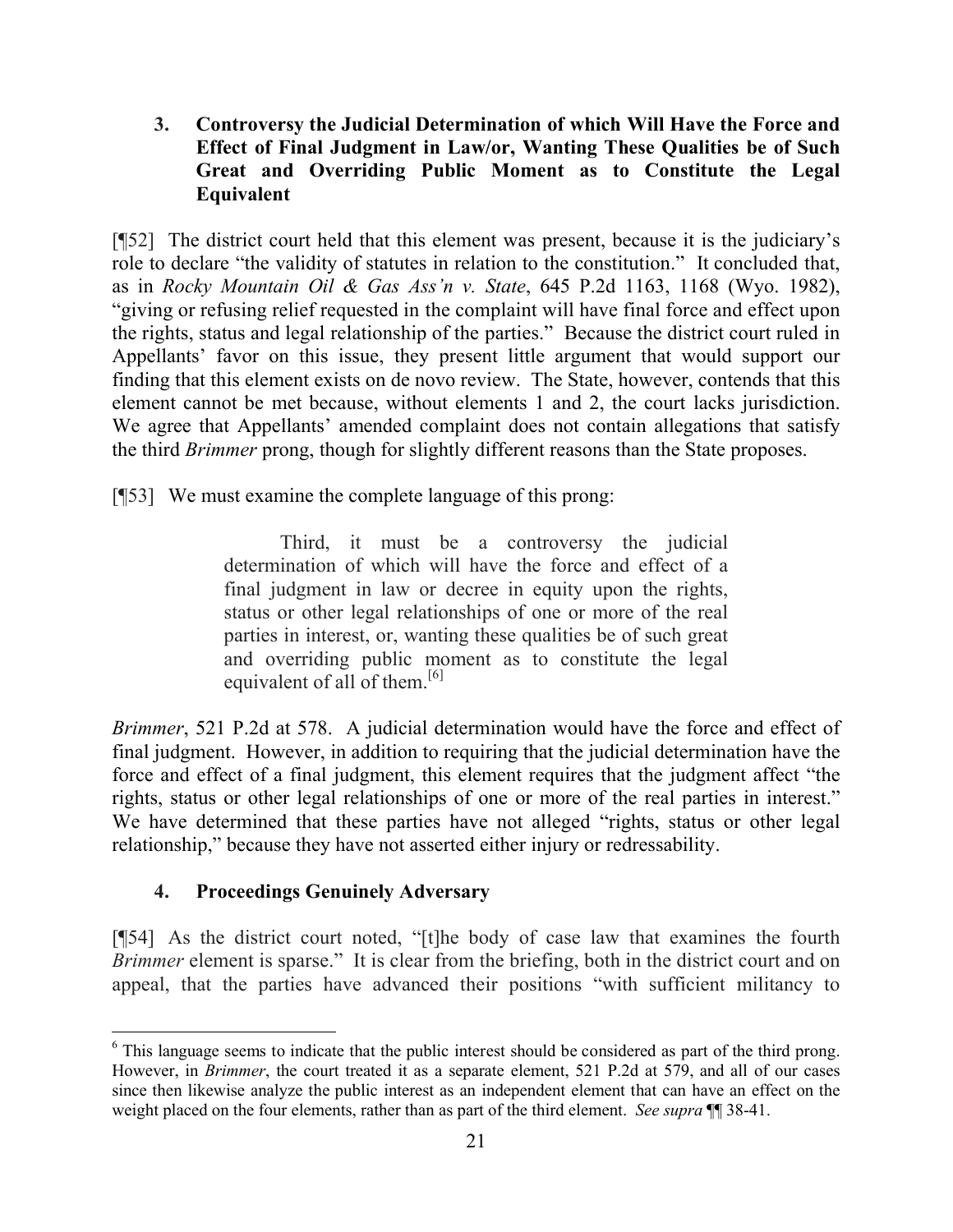### 3. Controversy the Judicial Determination of which Will Have the Force and Effect of Final Judgment in Law/or, Wanting These Qualities be of Such Great and Overriding Public Moment as to Constitute the Legal Equivalent

[¶52] The district court held that this element was present, because it is the judiciary's role to declare "the validity of statutes in relation to the constitution." It concluded that, as in *Rocky Mountain Oil & Gas Ass'n v. State*, 645 P.2d 1163, 1168 (Wyo. 1982), "giving or refusing relief requested in the complaint will have final force and effect upon the rights, status and legal relationship of the parties." Because the district court ruled in Appellants' favor on this issue, they present little argument that would support our finding that this element exists on de novo review. The State, however, contends that this element cannot be met because, without elements 1 and 2, the court lacks jurisdiction. We agree that Appellants' amended complaint does not contain allegations that satisfy the third *Brimmer* prong, though for slightly different reasons than the State proposes.

[¶53] We must examine the complete language of this prong:

> Third, it must be a controversy the judicial determination of which will have the force and effect of a final judgment in law or decree in equity upon the rights, status or other legal relationships of one or more of the real parties in interest, or, wanting these qualities be of such great and overriding public moment as to constitute the legal equivalent of all of them.[6]

*Brimmer*, 521 P.2d at 578. A judicial determination would have the force and effect of final judgment. However, in addition to requiring that the judicial determination have the force and effect of a final judgment, this element requires that the judgment affect "the rights, status or other legal relationships of one or more of the real parties in interest." We have determined that these parties have not alleged "rights, status or other legal relationship," because they have not asserted either injury or redressability.

### 4. Proceedings Genuinely Adversary

[¶54] As the district court noted, "[t]he body of case law that examines the fourth *Brimmer* element is sparse." It is clear from the briefing, both in the district court and on appeal, that the parties have advanced their positions "with sufficient militancy to

---

[6] This language seems to indicate that the public interest should be considered as part of the third prong. However, in *Brimmer*, the court treated it as a separate element, 521 P.2d at 579, and all of our cases since then likewise analyze the public interest as an independent element that can have an effect on the weight placed on the four elements, rather than as part of the third element. *See supra* ¶¶ 38-41.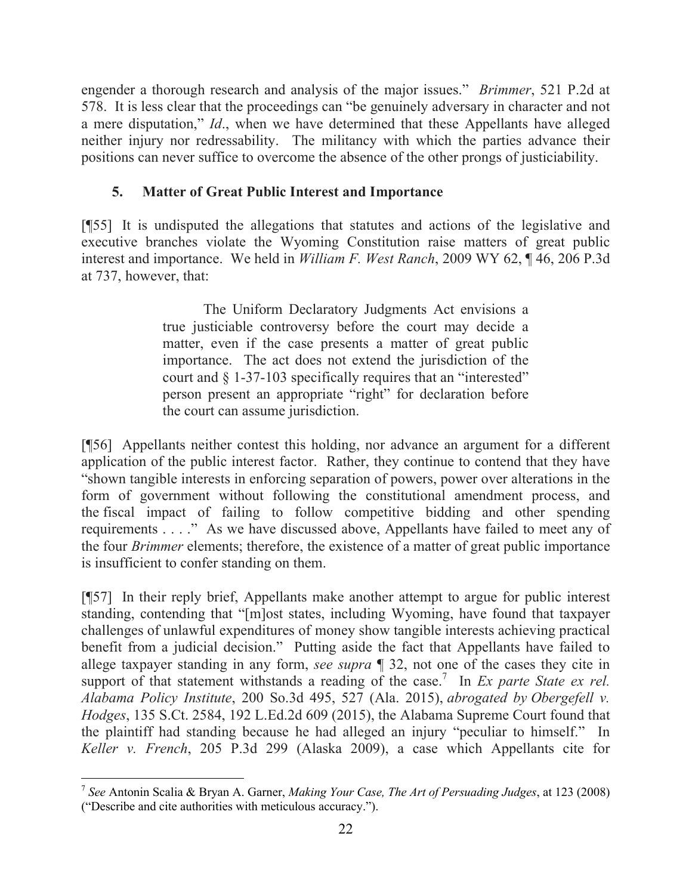engender a thorough research and analysis of the major issues." *Brimmer*, 521 P.2d at 578. It is less clear that the proceedings can "be genuinely adversary in character and not a mere disputation," *Id*., when we have determined that these Appellants have alleged neither injury nor redressability. The militancy with which the parties advance their positions can never suffice to overcome the absence of the other prongs of justiciability.

### 5. Matter of Great Public Interest and Importance

[¶55] It is undisputed the allegations that statutes and actions of the legislative and executive branches violate the Wyoming Constitution raise matters of great public interest and importance. We held in *William F. West Ranch*, 2009 WY 62, ¶ 46, 206 P.3d at 737, however, that:

> The Uniform Declaratory Judgments Act envisions a true justiciable controversy before the court may decide a matter, even if the case presents a matter of great public importance. The act does not extend the jurisdiction of the court and § 1-37-103 specifically requires that an "interested" person present an appropriate "right" for declaration before the court can assume jurisdiction.

[¶56] Appellants neither contest this holding, nor advance an argument for a different application of the public interest factor. Rather, they continue to contend that they have "shown tangible interests in enforcing separation of powers, power over alterations in the form of government without following the constitutional amendment process, and the fiscal impact of failing to follow competitive bidding and other spending requirements . . . ." As we have discussed above, Appellants have failed to meet any of the four *Brimmer* elements; therefore, the existence of a matter of great public importance is insufficient to confer standing on them.

[¶57] In their reply brief, Appellants make another attempt to argue for public interest standing, contending that "[m]ost states, including Wyoming, have found that taxpayer challenges of unlawful expenditures of money show tangible interests achieving practical benefit from a judicial decision." Putting aside the fact that Appellants have failed to allege taxpayer standing in any form, *see supra* ¶ 32, not one of the cases they cite in support of that statement withstands a reading of the case.[7] In *Ex parte State ex rel. Alabama Policy Institute*, 200 So.3d 495, 527 (Ala. 2015), *abrogated by Obergefell v. Hodges*, 135 S.Ct. 2584, 192 L.Ed.2d 609 (2015), the Alabama Supreme Court found that the plaintiff had standing because he had alleged an injury "peculiar to himself." In *Keller v. French*, 205 P.3d 299 (Alaska 2009), a case which Appellants cite for

---

[7] *See* Antonin Scalia & Bryan A. Garner, *Making Your Case, The Art of Persuading Judges*, at 123 (2008) ("Describe and cite authorities with meticulous accuracy.").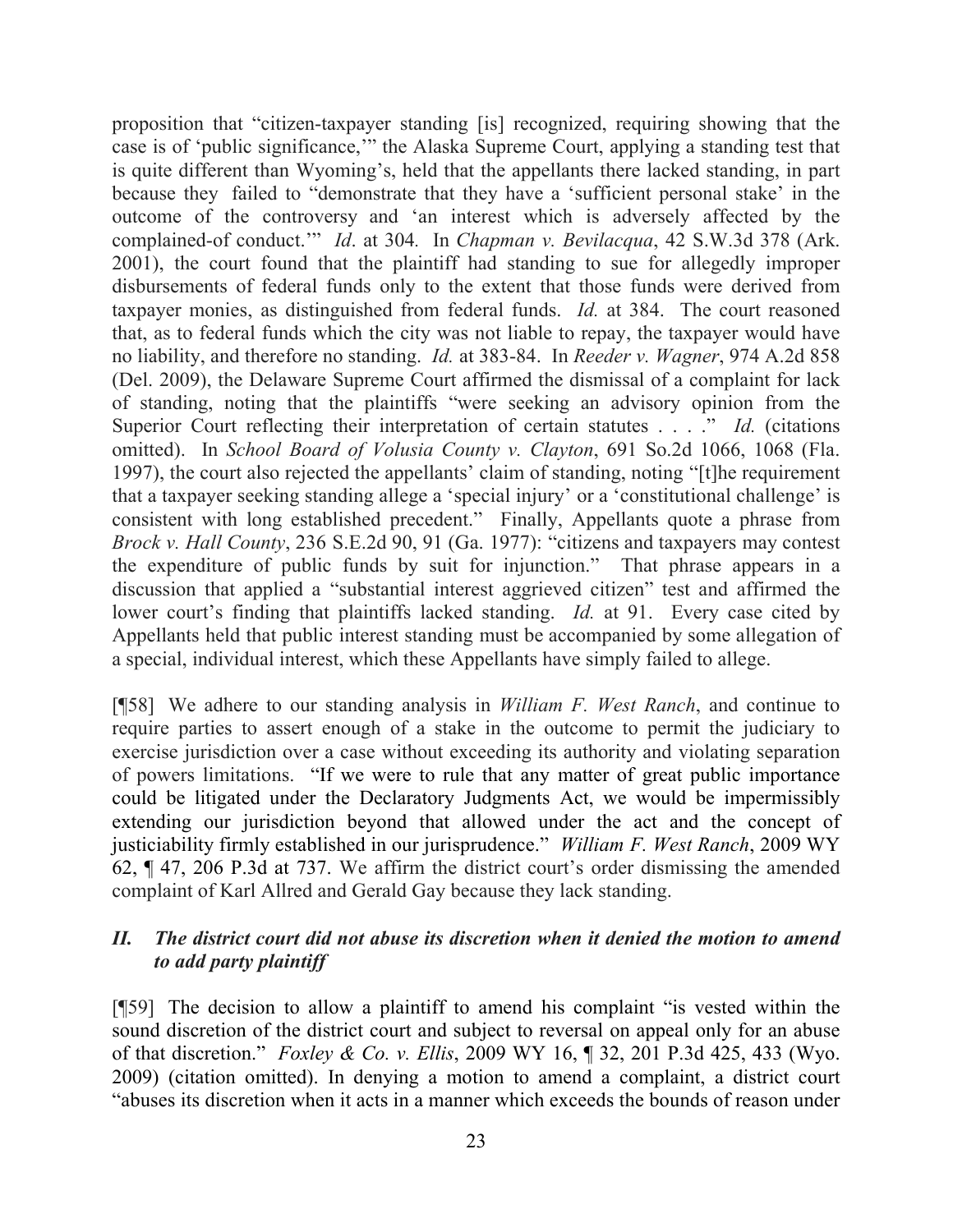proposition that "citizen-taxpayer standing [is] recognized, requiring showing that the case is of 'public significance,'" the Alaska Supreme Court, applying a standing test that is quite different than Wyoming's, held that the appellants there lacked standing, in part because they failed to "demonstrate that they have a 'sufficient personal stake' in the outcome of the controversy and 'an interest which is adversely affected by the complained-of conduct.'" *Id*. at 304*.* In *Chapman v. Bevilacqua*, 42 S.W.3d 378 (Ark. 2001), the court found that the plaintiff had standing to sue for allegedly improper disbursements of federal funds only to the extent that those funds were derived from taxpayer monies, as distinguished from federal funds. *Id.* at 384. The court reasoned that, as to federal funds which the city was not liable to repay, the taxpayer would have no liability, and therefore no standing. *Id.* at 383-84. In *Reeder v. Wagner*, 974 A.2d 858 (Del. 2009), the Delaware Supreme Court affirmed the dismissal of a complaint for lack of standing, noting that the plaintiffs "were seeking an advisory opinion from the Superior Court reflecting their interpretation of certain statutes . . . ." *Id.* (citations omitted). In *School Board of Volusia County v. Clayton*, 691 So.2d 1066, 1068 (Fla. 1997), the court also rejected the appellants' claim of standing, noting "[t]he requirement that a taxpayer seeking standing allege a 'special injury' or a 'constitutional challenge' is consistent with long established precedent." Finally, Appellants quote a phrase from *Brock v. Hall County*, 236 S.E.2d 90, 91 (Ga. 1977): "citizens and taxpayers may contest the expenditure of public funds by suit for injunction." That phrase appears in a discussion that applied a "substantial interest aggrieved citizen" test and affirmed the lower court's finding that plaintiffs lacked standing. *Id.* at 91. Every case cited by Appellants held that public interest standing must be accompanied by some allegation of a special, individual interest, which these Appellants have simply failed to allege.

[¶58] We adhere to our standing analysis in *William F. West Ranch*, and continue to require parties to assert enough of a stake in the outcome to permit the judiciary to exercise jurisdiction over a case without exceeding its authority and violating separation of powers limitations. "If we were to rule that any matter of great public importance could be litigated under the Declaratory Judgments Act, we would be impermissibly extending our jurisdiction beyond that allowed under the act and the concept of justiciability firmly established in our jurisprudence." *William F. West Ranch*, 2009 WY 62, ¶ 47, 206 P.3d at 737. We affirm the district court's order dismissing the amended complaint of Karl Allred and Gerald Gay because they lack standing.

### *II. The district court did not abuse its discretion when it denied the motion to amend to add party plaintiff*

[¶59] The decision to allow a plaintiff to amend his complaint "is vested within the sound discretion of the district court and subject to reversal on appeal only for an abuse of that discretion." *Foxley & Co. v. Ellis*, 2009 WY 16, ¶ 32, 201 P.3d 425, 433 (Wyo. 2009) (citation omitted). In denying a motion to amend a complaint, a district court "abuses its discretion when it acts in a manner which exceeds the bounds of reason under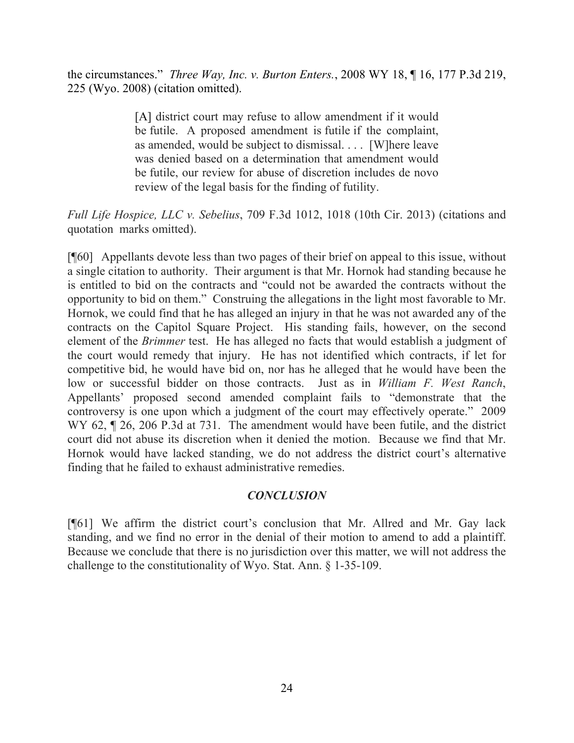the circumstances." *Three Way, Inc. v. Burton Enters.*, 2008 WY 18, ¶ 16, 177 P.3d 219, 225 (Wyo. 2008) (citation omitted).

> [A] district court may refuse to allow amendment if it would be futile. A proposed amendment is futile if the complaint, as amended, would be subject to dismissal. . . . [W]here leave was denied based on a determination that amendment would be futile, our review for abuse of discretion includes de novo review of the legal basis for the finding of futility.

*Full Life Hospice, LLC v. Sebelius*, 709 F.3d 1012, 1018 (10th Cir. 2013) (citations and quotation marks omitted).

[¶60] Appellants devote less than two pages of their brief on appeal to this issue, without a single citation to authority. Their argument is that Mr. Hornok had standing because he is entitled to bid on the contracts and "could not be awarded the contracts without the opportunity to bid on them." Construing the allegations in the light most favorable to Mr. Hornok, we could find that he has alleged an injury in that he was not awarded any of the contracts on the Capitol Square Project. His standing fails, however, on the second element of the *Brimmer* test. He has alleged no facts that would establish a judgment of the court would remedy that injury. He has not identified which contracts, if let for competitive bid, he would have bid on, nor has he alleged that he would have been the low or successful bidder on those contracts. Just as in *William F. West Ranch*, Appellants' proposed second amended complaint fails to "demonstrate that the controversy is one upon which a judgment of the court may effectively operate." 2009 WY 62, ¶ 26, 206 P.3d at 731. The amendment would have been futile, and the district court did not abuse its discretion when it denied the motion. Because we find that Mr. Hornok would have lacked standing, we do not address the district court's alternative finding that he failed to exhaust administrative remedies.

## *CONCLUSION*

[¶61] We affirm the district court's conclusion that Mr. Allred and Mr. Gay lack standing, and we find no error in the denial of their motion to amend to add a plaintiff. Because we conclude that there is no jurisdiction over this matter, we will not address the challenge to the constitutionality of Wyo. Stat. Ann. § 1-35-109.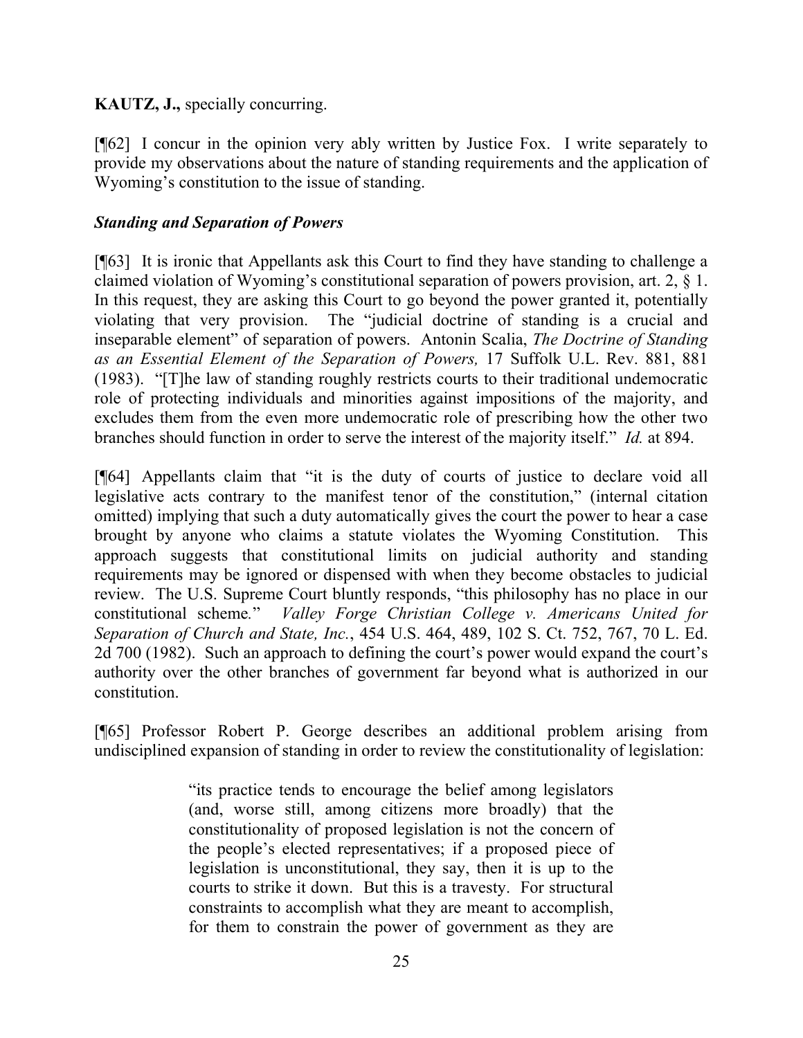**KAUTZ, J.,** specially concurring.

[¶62] I concur in the opinion very ably written by Justice Fox. I write separately to provide my observations about the nature of standing requirements and the application of Wyoming's constitution to the issue of standing.

***Standing and Separation of Powers***

[¶63] It is ironic that Appellants ask this Court to find they have standing to challenge a claimed violation of Wyoming's constitutional separation of powers provision, art. 2, § 1. In this request, they are asking this Court to go beyond the power granted it, potentially violating that very provision. The "judicial doctrine of standing is a crucial and inseparable element" of separation of powers. Antonin Scalia, *The Doctrine of Standing as an Essential Element of the Separation of Powers,* 17 Suffolk U.L. Rev. 881, 881 (1983). "[T]he law of standing roughly restricts courts to their traditional undemocratic role of protecting individuals and minorities against impositions of the majority, and excludes them from the even more undemocratic role of prescribing how the other two branches should function in order to serve the interest of the majority itself." *Id.* at 894.

[¶64] Appellants claim that "it is the duty of courts of justice to declare void all legislative acts contrary to the manifest tenor of the constitution," (internal citation omitted) implying that such a duty automatically gives the court the power to hear a case brought by anyone who claims a statute violates the Wyoming Constitution. This approach suggests that constitutional limits on judicial authority and standing requirements may be ignored or dispensed with when they become obstacles to judicial review. The U.S. Supreme Court bluntly responds, "this philosophy has no place in our constitutional scheme." *Valley Forge Christian College v. Americans United for Separation of Church and State, Inc.*, 454 U.S. 464, 489, 102 S. Ct. 752, 767, 70 L. Ed. 2d 700 (1982). Such an approach to defining the court's power would expand the court's authority over the other branches of government far beyond what is authorized in our constitution.

[¶65] Professor Robert P. George describes an additional problem arising from undisciplined expansion of standing in order to review the constitutionality of legislation:

> "its practice tends to encourage the belief among legislators (and, worse still, among citizens more broadly) that the constitutionality of proposed legislation is not the concern of the people's elected representatives; if a proposed piece of legislation is unconstitutional, they say, then it is up to the courts to strike it down. But this is a travesty. For structural constraints to accomplish what they are meant to accomplish, for them to constrain the power of government as they are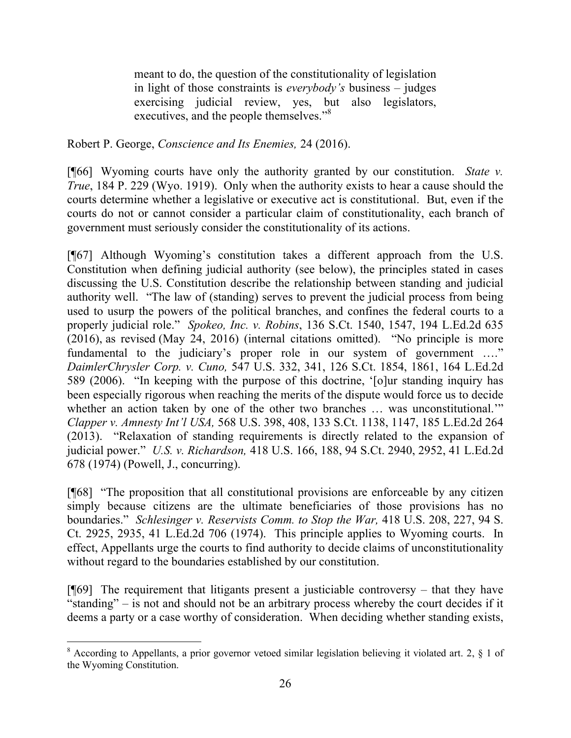> meant to do, the question of the constitutionality of legislation in light of those constraints is *everybody's* business – judges exercising judicial review, yes, but also legislators, executives, and the people themselves."[8]

Robert P. George, *Conscience and Its Enemies,* 24 (2016).

[¶66] Wyoming courts have only the authority granted by our constitution. *State v. True*, 184 P. 229 (Wyo. 1919). Only when the authority exists to hear a cause should the courts determine whether a legislative or executive act is constitutional. But, even if the courts do not or cannot consider a particular claim of constitutionality, each branch of government must seriously consider the constitutionality of its actions.

[¶67] Although Wyoming's constitution takes a different approach from the U.S. Constitution when defining judicial authority (see below), the principles stated in cases discussing the U.S. Constitution describe the relationship between standing and judicial authority well. "The law of (standing) serves to prevent the judicial process from being used to usurp the powers of the political branches, and confines the federal courts to a properly judicial role." *Spokeo, Inc. v. Robins*, 136 S.Ct. 1540, 1547, 194 L.Ed.2d 635 (2016), as revised (May 24, 2016) (internal citations omitted). "No principle is more fundamental to the judiciary's proper role in our system of government …." *DaimlerChrysler Corp. v. Cuno,* 547 U.S. 332, 341, 126 S.Ct. 1854, 1861, 164 L.Ed.2d 589 (2006). "In keeping with the purpose of this doctrine, '[o]ur standing inquiry has been especially rigorous when reaching the merits of the dispute would force us to decide whether an action taken by one of the other two branches … was unconstitutional.'" *Clapper v. Amnesty Int'l USA,* 568 U.S. 398, 408, 133 S.Ct. 1138, 1147, 185 L.Ed.2d 264 (2013). "Relaxation of standing requirements is directly related to the expansion of judicial power." *U.S. v. Richardson,* 418 U.S. 166, 188, 94 S.Ct. 2940, 2952, 41 L.Ed.2d 678 (1974) (Powell, J., concurring).

[¶68] "The proposition that all constitutional provisions are enforceable by any citizen simply because citizens are the ultimate beneficiaries of those provisions has no boundaries." *Schlesinger v. Reservists Comm. to Stop the War,* 418 U.S. 208, 227, 94 S. Ct. 2925, 2935, 41 L.Ed.2d 706 (1974). This principle applies to Wyoming courts. In effect, Appellants urge the courts to find authority to decide claims of unconstitutionality without regard to the boundaries established by our constitution.

[¶69] The requirement that litigants present a justiciable controversy – that they have "standing" – is not and should not be an arbitrary process whereby the court decides if it deems a party or a case worthy of consideration. When deciding whether standing exists,

---

[8] According to Appellants, a prior governor vetoed similar legislation believing it violated art. 2, § 1 of the Wyoming Constitution.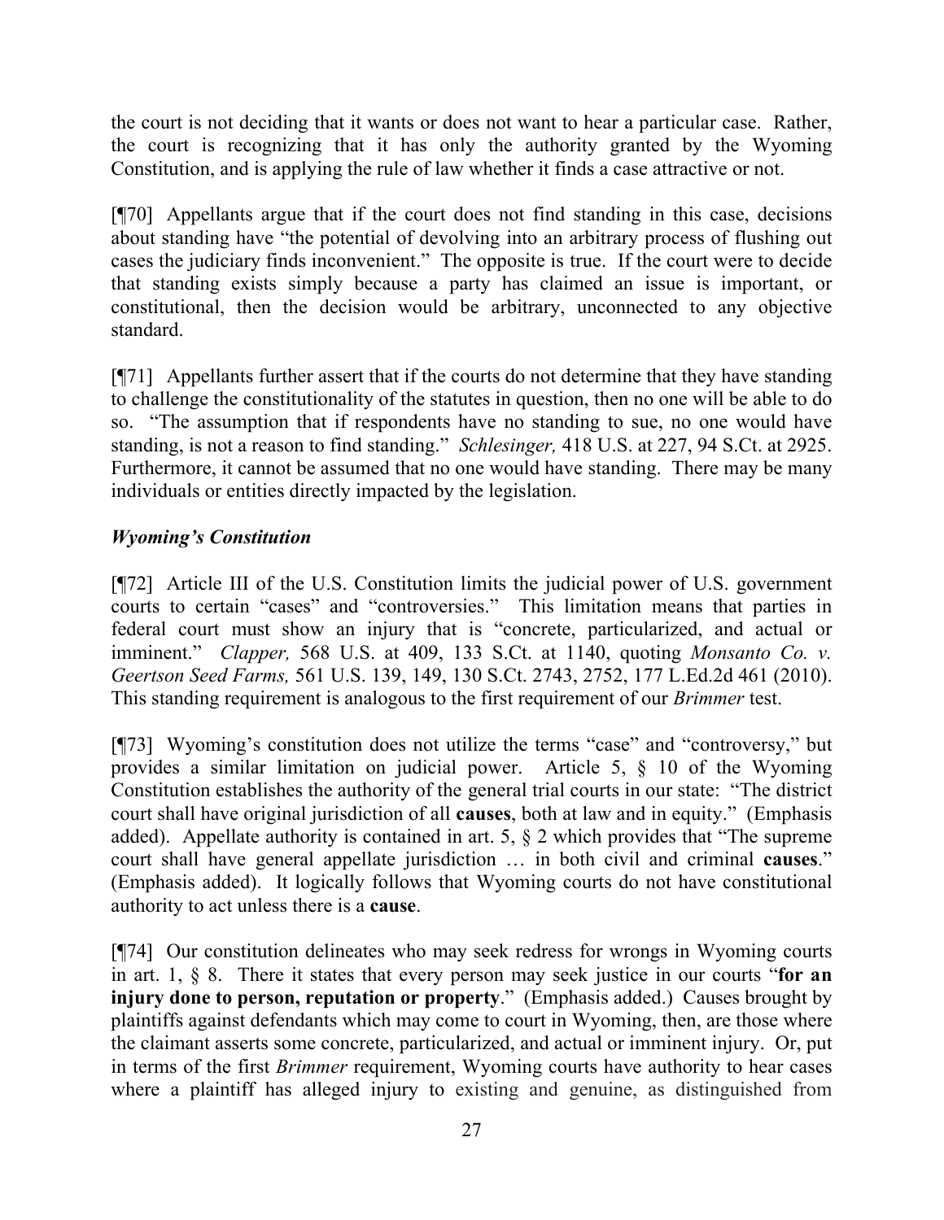the court is not deciding that it wants or does not want to hear a particular case. Rather, the court is recognizing that it has only the authority granted by the Wyoming Constitution, and is applying the rule of law whether it finds a case attractive or not.

[¶70] Appellants argue that if the court does not find standing in this case, decisions about standing have "the potential of devolving into an arbitrary process of flushing out cases the judiciary finds inconvenient." The opposite is true. If the court were to decide that standing exists simply because a party has claimed an issue is important, or constitutional, then the decision would be arbitrary, unconnected to any objective standard.

[¶71] Appellants further assert that if the courts do not determine that they have standing to challenge the constitutionality of the statutes in question, then no one will be able to do so. "The assumption that if respondents have no standing to sue, no one would have standing, is not a reason to find standing." *Schlesinger,* 418 U.S. at 227, 94 S.Ct. at 2925. Furthermore, it cannot be assumed that no one would have standing. There may be many individuals or entities directly impacted by the legislation.

### *Wyoming's Constitution*

[¶72] Article III of the U.S. Constitution limits the judicial power of U.S. government courts to certain "cases" and "controversies." This limitation means that parties in federal court must show an injury that is "concrete, particularized, and actual or imminent." *Clapper,* 568 U.S. at 409, 133 S.Ct. at 1140, quoting *Monsanto Co. v. Geertson Seed Farms,* 561 U.S. 139, 149, 130 S.Ct. 2743, 2752, 177 L.Ed.2d 461 (2010). This standing requirement is analogous to the first requirement of our *Brimmer* test.

[¶73] Wyoming's constitution does not utilize the terms "case" and "controversy," but provides a similar limitation on judicial power. Article 5, § 10 of the Wyoming Constitution establishes the authority of the general trial courts in our state: "The district court shall have original jurisdiction of all **causes**, both at law and in equity." (Emphasis added). Appellate authority is contained in art. 5, § 2 which provides that "The supreme court shall have general appellate jurisdiction … in both civil and criminal **causes**." (Emphasis added). It logically follows that Wyoming courts do not have constitutional authority to act unless there is a **cause**.

[¶74] Our constitution delineates who may seek redress for wrongs in Wyoming courts in art. 1, § 8. There it states that every person may seek justice in our courts "**for an injury done to person, reputation or property**." (Emphasis added.) Causes brought by plaintiffs against defendants which may come to court in Wyoming, then, are those where the claimant asserts some concrete, particularized, and actual or imminent injury. Or, put in terms of the first *Brimmer* requirement, Wyoming courts have authority to hear cases where a plaintiff has alleged injury to existing and genuine, as distinguished from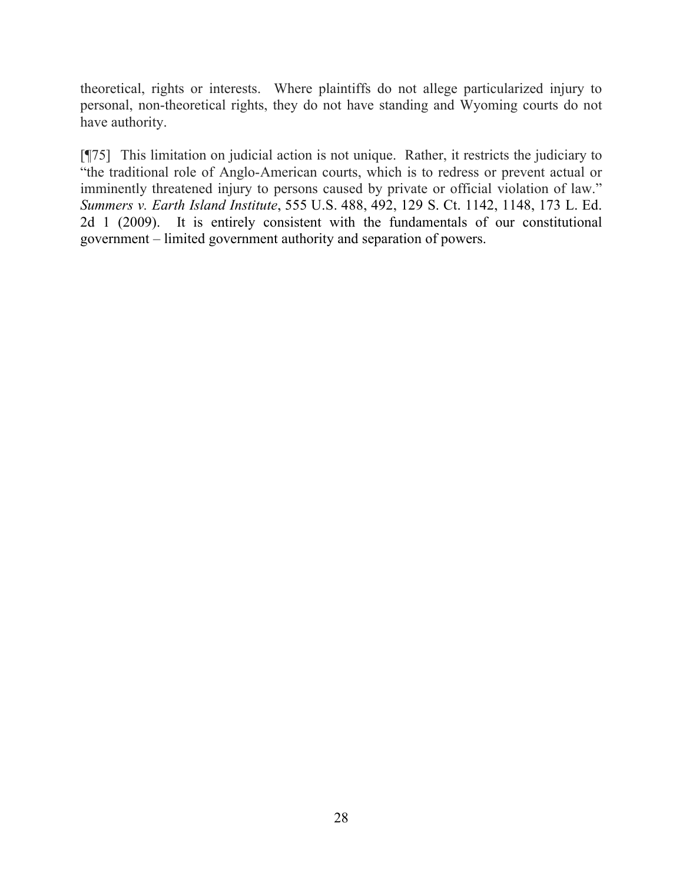theoretical, rights or interests. Where plaintiffs do not allege particularized injury to personal, non-theoretical rights, they do not have standing and Wyoming courts do not have authority.

[¶75] This limitation on judicial action is not unique. Rather, it restricts the judiciary to "the traditional role of Anglo-American courts, which is to redress or prevent actual or imminently threatened injury to persons caused by private or official violation of law." *Summers v. Earth Island Institute*, 555 U.S. 488, 492, 129 S. Ct. 1142, 1148, 173 L. Ed. 2d 1 (2009). It is entirely consistent with the fundamentals of our constitutional government – limited government authority and separation of powers.